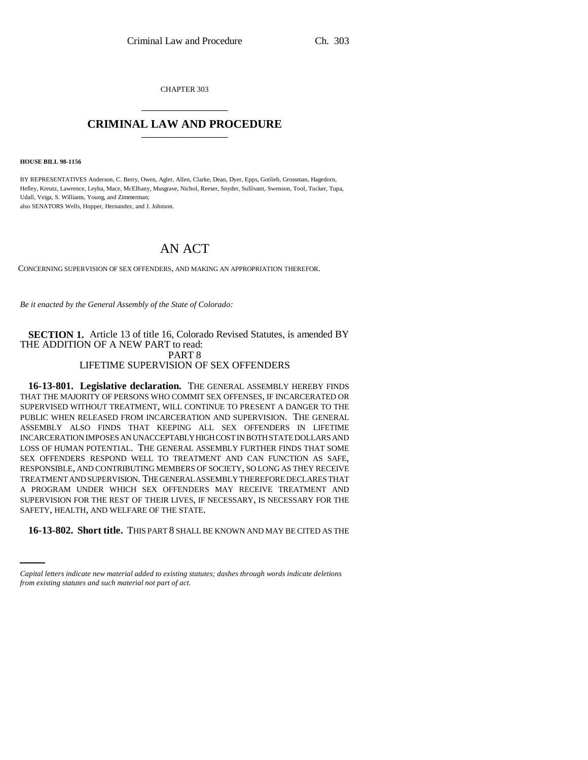CHAPTER 303

# CRIMINAL LAW AND PROCEDURE

**HOUSE BILL 98-1156**

BY REPRESENTATIVES Anderson, C. Berry, Owen, Agler, Allen, Clarke, Dean, Dyer, Epps, Gotlieb, Grossman, Hagedorn, Hefley, Kreutz, Lawrence, Leyba, Mace, McElhany, Musgrave, Nichol, Reeser, Snyder, Sullivant, Swenson, Tool, Tucker, Tupa, Udall, Veiga, S. Williams, Young, and Zimmerman;
also SENATORS Wells, Hopper, Hernandez, and J. Johnson.

## AN ACT

CONCERNING SUPERVISION OF SEX OFFENDERS, AND MAKING AN APPROPRIATION THEREFOR.

*Be it enacted by the General Assembly of the State of Colorado:*

**SECTION 1.** Article 13 of title 16, Colorado Revised Statutes, is amended BY THE ADDITION OF A NEW PART to read:

PART 8
LIFETIME SUPERVISION OF SEX OFFENDERS

**16-13-801. Legislative declaration.** THE GENERAL ASSEMBLY HEREBY FINDS THAT THE MAJORITY OF PERSONS WHO COMMIT SEX OFFENSES, IF INCARCERATED OR SUPERVISED WITHOUT TREATMENT, WILL CONTINUE TO PRESENT A DANGER TO THE PUBLIC WHEN RELEASED FROM INCARCERATION AND SUPERVISION. THE GENERAL ASSEMBLY ALSO FINDS THAT KEEPING ALL SEX OFFENDERS IN LIFETIME INCARCERATION IMPOSES AN UNACCEPTABLY HIGH COST IN BOTH STATE DOLLARS AND LOSS OF HUMAN POTENTIAL. THE GENERAL ASSEMBLY FURTHER FINDS THAT SOME SEX OFFENDERS RESPOND WELL TO TREATMENT AND CAN FUNCTION AS SAFE, RESPONSIBLE, AND CONTRIBUTING MEMBERS OF SOCIETY, SO LONG AS THEY RECEIVE TREATMENT AND SUPERVISION. THE GENERAL ASSEMBLY THEREFORE DECLARES THAT A PROGRAM UNDER WHICH SEX OFFENDERS MAY RECEIVE TREATMENT AND SUPERVISION FOR THE REST OF THEIR LIVES, IF NECESSARY, IS NECESSARY FOR THE SAFETY, HEALTH, AND WELFARE OF THE STATE.

**16-13-802. Short title.** THIS PART 8 SHALL BE KNOWN AND MAY BE CITED AS THE

*Capital letters indicate new material added to existing statutes; dashes through words indicate deletions from existing statutes and such material not part of act.*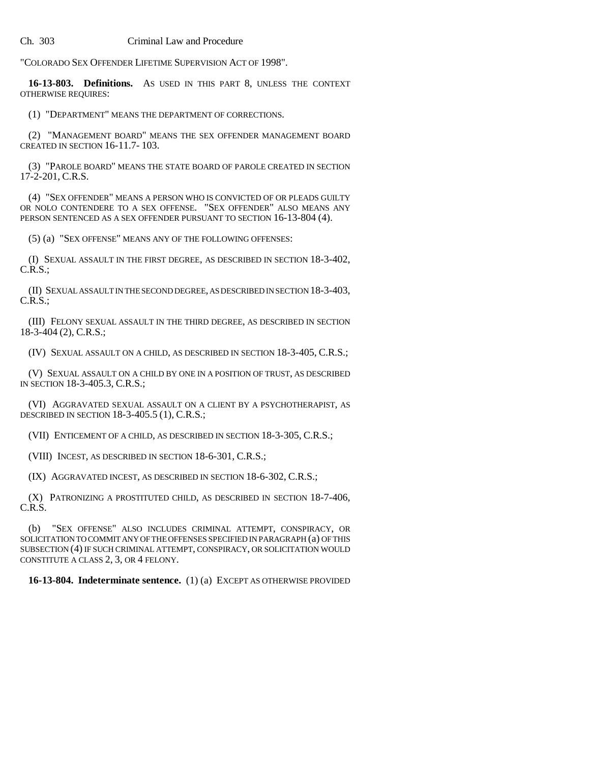"COLORADO SEX OFFENDER LIFETIME SUPERVISION ACT OF 1998".

**16-13-803. Definitions.** AS USED IN THIS PART 8, UNLESS THE CONTEXT OTHERWISE REQUIRES:

(1) "DEPARTMENT" MEANS THE DEPARTMENT OF CORRECTIONS.

(2) "MANAGEMENT BOARD" MEANS THE SEX OFFENDER MANAGEMENT BOARD CREATED IN SECTION 16-11.7- 103.

(3) "PAROLE BOARD" MEANS THE STATE BOARD OF PAROLE CREATED IN SECTION 17-2-201, C.R.S.

(4) "SEX OFFENDER" MEANS A PERSON WHO IS CONVICTED OF OR PLEADS GUILTY OR NOLO CONTENDERE TO A SEX OFFENSE. "SEX OFFENDER" ALSO MEANS ANY PERSON SENTENCED AS A SEX OFFENDER PURSUANT TO SECTION 16-13-804 (4).

(5) (a) "SEX OFFENSE" MEANS ANY OF THE FOLLOWING OFFENSES:

(I) SEXUAL ASSAULT IN THE FIRST DEGREE, AS DESCRIBED IN SECTION 18-3-402, C.R.S.;

(II) SEXUAL ASSAULT IN THE SECOND DEGREE, AS DESCRIBED IN SECTION 18-3-403, C.R.S.;

(III) FELONY SEXUAL ASSAULT IN THE THIRD DEGREE, AS DESCRIBED IN SECTION 18-3-404 (2), C.R.S.;

(IV) SEXUAL ASSAULT ON A CHILD, AS DESCRIBED IN SECTION 18-3-405, C.R.S.;

(V) SEXUAL ASSAULT ON A CHILD BY ONE IN A POSITION OF TRUST, AS DESCRIBED IN SECTION 18-3-405.3, C.R.S.;

(VI) AGGRAVATED SEXUAL ASSAULT ON A CLIENT BY A PSYCHOTHERAPIST, AS DESCRIBED IN SECTION 18-3-405.5 (1), C.R.S.;

(VII) ENTICEMENT OF A CHILD, AS DESCRIBED IN SECTION 18-3-305, C.R.S.;

(VIII) INCEST, AS DESCRIBED IN SECTION 18-6-301, C.R.S.;

(IX) AGGRAVATED INCEST, AS DESCRIBED IN SECTION 18-6-302, C.R.S.;

(X) PATRONIZING A PROSTITUTED CHILD, AS DESCRIBED IN SECTION 18-7-406, C.R.S.

(b) "SEX OFFENSE" ALSO INCLUDES CRIMINAL ATTEMPT, CONSPIRACY, OR SOLICITATION TO COMMIT ANY OF THE OFFENSES SPECIFIED IN PARAGRAPH (a) OF THIS SUBSECTION (4) IF SUCH CRIMINAL ATTEMPT, CONSPIRACY, OR SOLICITATION WOULD CONSTITUTE A CLASS 2, 3, OR 4 FELONY.

**16-13-804. Indeterminate sentence.** (1) (a) EXCEPT AS OTHERWISE PROVIDED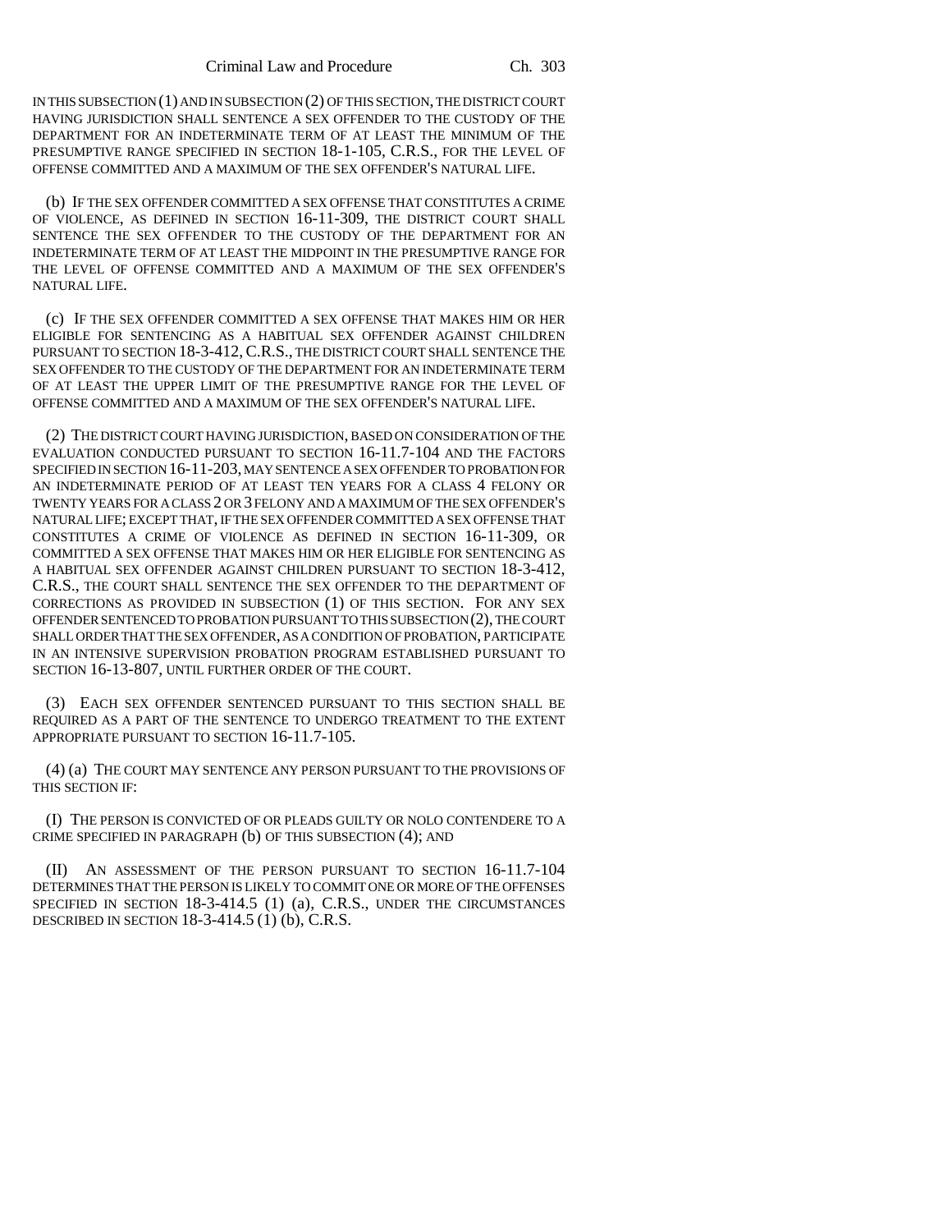IN THIS SUBSECTION (1) AND IN SUBSECTION (2) OF THIS SECTION, THE DISTRICT COURT HAVING JURISDICTION SHALL SENTENCE A SEX OFFENDER TO THE CUSTODY OF THE DEPARTMENT FOR AN INDETERMINATE TERM OF AT LEAST THE MINIMUM OF THE PRESUMPTIVE RANGE SPECIFIED IN SECTION 18-1-105, C.R.S., FOR THE LEVEL OF OFFENSE COMMITTED AND A MAXIMUM OF THE SEX OFFENDER'S NATURAL LIFE.

(b) IF THE SEX OFFENDER COMMITTED A SEX OFFENSE THAT CONSTITUTES A CRIME OF VIOLENCE, AS DEFINED IN SECTION 16-11-309, THE DISTRICT COURT SHALL SENTENCE THE SEX OFFENDER TO THE CUSTODY OF THE DEPARTMENT FOR AN INDETERMINATE TERM OF AT LEAST THE MIDPOINT IN THE PRESUMPTIVE RANGE FOR THE LEVEL OF OFFENSE COMMITTED AND A MAXIMUM OF THE SEX OFFENDER'S NATURAL LIFE.

(c) IF THE SEX OFFENDER COMMITTED A SEX OFFENSE THAT MAKES HIM OR HER ELIGIBLE FOR SENTENCING AS A HABITUAL SEX OFFENDER AGAINST CHILDREN PURSUANT TO SECTION 18-3-412, C.R.S., THE DISTRICT COURT SHALL SENTENCE THE SEX OFFENDER TO THE CUSTODY OF THE DEPARTMENT FOR AN INDETERMINATE TERM OF AT LEAST THE UPPER LIMIT OF THE PRESUMPTIVE RANGE FOR THE LEVEL OF OFFENSE COMMITTED AND A MAXIMUM OF THE SEX OFFENDER'S NATURAL LIFE.

(2) THE DISTRICT COURT HAVING JURISDICTION, BASED ON CONSIDERATION OF THE EVALUATION CONDUCTED PURSUANT TO SECTION 16-11.7-104 AND THE FACTORS SPECIFIED IN SECTION 16-11-203, MAY SENTENCE A SEX OFFENDER TO PROBATION FOR AN INDETERMINATE PERIOD OF AT LEAST TEN YEARS FOR A CLASS 4 FELONY OR TWENTY YEARS FOR A CLASS 2 OR 3 FELONY AND A MAXIMUM OF THE SEX OFFENDER'S NATURAL LIFE; EXCEPT THAT, IF THE SEX OFFENDER COMMITTED A SEX OFFENSE THAT CONSTITUTES A CRIME OF VIOLENCE AS DEFINED IN SECTION 16-11-309, OR COMMITTED A SEX OFFENSE THAT MAKES HIM OR HER ELIGIBLE FOR SENTENCING AS A HABITUAL SEX OFFENDER AGAINST CHILDREN PURSUANT TO SECTION 18-3-412, C.R.S., THE COURT SHALL SENTENCE THE SEX OFFENDER TO THE DEPARTMENT OF CORRECTIONS AS PROVIDED IN SUBSECTION (1) OF THIS SECTION. FOR ANY SEX OFFENDER SENTENCED TO PROBATION PURSUANT TO THIS SUBSECTION (2), THE COURT SHALL ORDER THAT THE SEX OFFENDER, AS A CONDITION OF PROBATION, PARTICIPATE IN AN INTENSIVE SUPERVISION PROBATION PROGRAM ESTABLISHED PURSUANT TO SECTION 16-13-807, UNTIL FURTHER ORDER OF THE COURT.

(3) EACH SEX OFFENDER SENTENCED PURSUANT TO THIS SECTION SHALL BE REQUIRED AS A PART OF THE SENTENCE TO UNDERGO TREATMENT TO THE EXTENT APPROPRIATE PURSUANT TO SECTION 16-11.7-105.

(4) (a) THE COURT MAY SENTENCE ANY PERSON PURSUANT TO THE PROVISIONS OF THIS SECTION IF:

(I) THE PERSON IS CONVICTED OF OR PLEADS GUILTY OR NOLO CONTENDERE TO A CRIME SPECIFIED IN PARAGRAPH (b) OF THIS SUBSECTION (4); AND

(II) AN ASSESSMENT OF THE PERSON PURSUANT TO SECTION 16-11.7-104 DETERMINES THAT THE PERSON IS LIKELY TO COMMIT ONE OR MORE OF THE OFFENSES SPECIFIED IN SECTION 18-3-414.5 (1) (a), C.R.S., UNDER THE CIRCUMSTANCES DESCRIBED IN SECTION 18-3-414.5 (1) (b), C.R.S.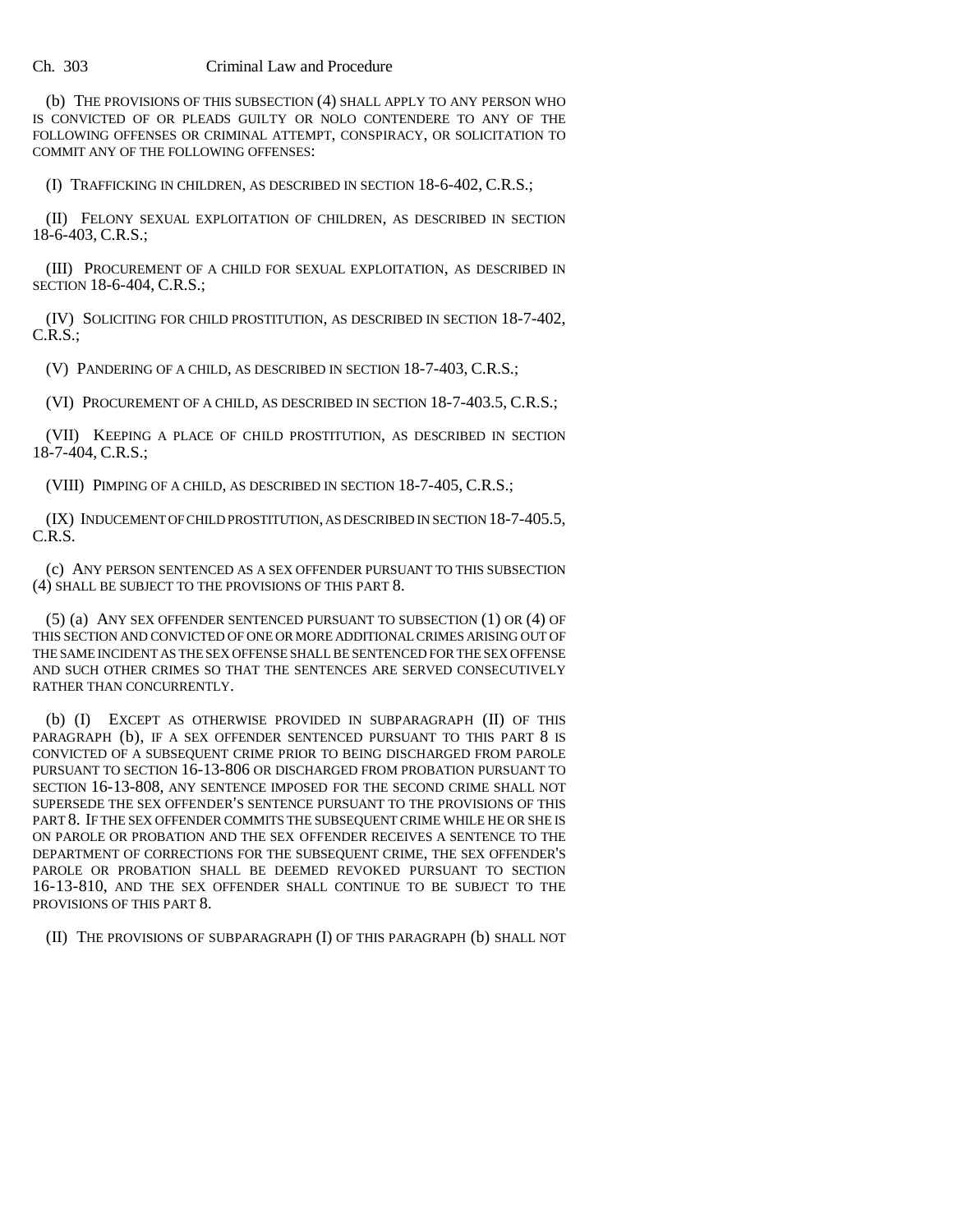(b) THE PROVISIONS OF THIS SUBSECTION (4) SHALL APPLY TO ANY PERSON WHO IS CONVICTED OF OR PLEADS GUILTY OR NOLO CONTENDERE TO ANY OF THE FOLLOWING OFFENSES OR CRIMINAL ATTEMPT, CONSPIRACY, OR SOLICITATION TO COMMIT ANY OF THE FOLLOWING OFFENSES:

(I) TRAFFICKING IN CHILDREN, AS DESCRIBED IN SECTION 18-6-402, C.R.S.;

(II) FELONY SEXUAL EXPLOITATION OF CHILDREN, AS DESCRIBED IN SECTION 18-6-403, C.R.S.;

(III) PROCUREMENT OF A CHILD FOR SEXUAL EXPLOITATION, AS DESCRIBED IN SECTION 18-6-404, C.R.S.;

(IV) SOLICITING FOR CHILD PROSTITUTION, AS DESCRIBED IN SECTION 18-7-402, C.R.S.;

(V) PANDERING OF A CHILD, AS DESCRIBED IN SECTION 18-7-403, C.R.S.;

(VI) PROCUREMENT OF A CHILD, AS DESCRIBED IN SECTION 18-7-403.5, C.R.S.;

(VII) KEEPING A PLACE OF CHILD PROSTITUTION, AS DESCRIBED IN SECTION 18-7-404, C.R.S.;

(VIII) PIMPING OF A CHILD, AS DESCRIBED IN SECTION 18-7-405, C.R.S.;

(IX) INDUCEMENT OF CHILD PROSTITUTION, AS DESCRIBED IN SECTION 18-7-405.5, C.R.S.

(c) ANY PERSON SENTENCED AS A SEX OFFENDER PURSUANT TO THIS SUBSECTION (4) SHALL BE SUBJECT TO THE PROVISIONS OF THIS PART 8.

(5) (a) ANY SEX OFFENDER SENTENCED PURSUANT TO SUBSECTION (1) OR (4) OF THIS SECTION AND CONVICTED OF ONE OR MORE ADDITIONAL CRIMES ARISING OUT OF THE SAME INCIDENT AS THE SEX OFFENSE SHALL BE SENTENCED FOR THE SEX OFFENSE AND SUCH OTHER CRIMES SO THAT THE SENTENCES ARE SERVED CONSECUTIVELY RATHER THAN CONCURRENTLY.

(b) (I) EXCEPT AS OTHERWISE PROVIDED IN SUBPARAGRAPH (II) OF THIS PARAGRAPH (b), IF A SEX OFFENDER SENTENCED PURSUANT TO THIS PART 8 IS CONVICTED OF A SUBSEQUENT CRIME PRIOR TO BEING DISCHARGED FROM PAROLE PURSUANT TO SECTION 16-13-806 OR DISCHARGED FROM PROBATION PURSUANT TO SECTION 16-13-808, ANY SENTENCE IMPOSED FOR THE SECOND CRIME SHALL NOT SUPERSEDE THE SEX OFFENDER'S SENTENCE PURSUANT TO THE PROVISIONS OF THIS PART 8. IF THE SEX OFFENDER COMMITS THE SUBSEQUENT CRIME WHILE HE OR SHE IS ON PAROLE OR PROBATION AND THE SEX OFFENDER RECEIVES A SENTENCE TO THE DEPARTMENT OF CORRECTIONS FOR THE SUBSEQUENT CRIME, THE SEX OFFENDER'S PAROLE OR PROBATION SHALL BE DEEMED REVOKED PURSUANT TO SECTION 16-13-810, AND THE SEX OFFENDER SHALL CONTINUE TO BE SUBJECT TO THE PROVISIONS OF THIS PART 8.

(II) THE PROVISIONS OF SUBPARAGRAPH (I) OF THIS PARAGRAPH (b) SHALL NOT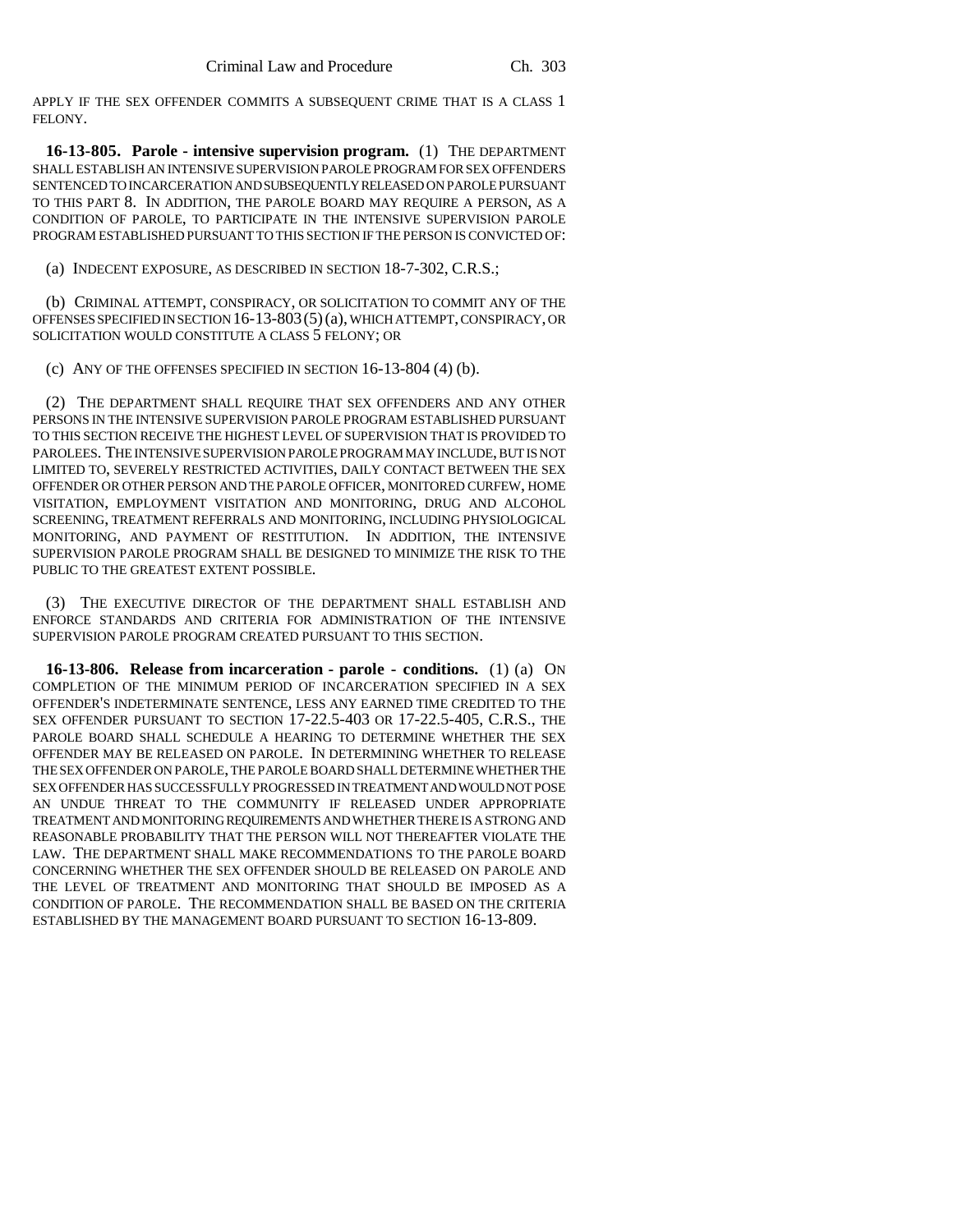APPLY IF THE SEX OFFENDER COMMITS A SUBSEQUENT CRIME THAT IS A CLASS 1 FELONY.

**16-13-805. Parole - intensive supervision program.** (1) THE DEPARTMENT SHALL ESTABLISH AN INTENSIVE SUPERVISION PAROLE PROGRAM FOR SEX OFFENDERS SENTENCED TO INCARCERATION AND SUBSEQUENTLY RELEASED ON PAROLE PURSUANT TO THIS PART 8. IN ADDITION, THE PAROLE BOARD MAY REQUIRE A PERSON, AS A CONDITION OF PAROLE, TO PARTICIPATE IN THE INTENSIVE SUPERVISION PAROLE PROGRAM ESTABLISHED PURSUANT TO THIS SECTION IF THE PERSON IS CONVICTED OF:

(a) INDECENT EXPOSURE, AS DESCRIBED IN SECTION 18-7-302, C.R.S.;

(b) CRIMINAL ATTEMPT, CONSPIRACY, OR SOLICITATION TO COMMIT ANY OF THE OFFENSES SPECIFIED IN SECTION 16-13-803 (5) (a), WHICH ATTEMPT, CONSPIRACY, OR SOLICITATION WOULD CONSTITUTE A CLASS 5 FELONY; OR

(c) ANY OF THE OFFENSES SPECIFIED IN SECTION 16-13-804 (4) (b).

(2) THE DEPARTMENT SHALL REQUIRE THAT SEX OFFENDERS AND ANY OTHER PERSONS IN THE INTENSIVE SUPERVISION PAROLE PROGRAM ESTABLISHED PURSUANT TO THIS SECTION RECEIVE THE HIGHEST LEVEL OF SUPERVISION THAT IS PROVIDED TO PAROLEES. THE INTENSIVE SUPERVISION PAROLE PROGRAM MAY INCLUDE, BUT IS NOT LIMITED TO, SEVERELY RESTRICTED ACTIVITIES, DAILY CONTACT BETWEEN THE SEX OFFENDER OR OTHER PERSON AND THE PAROLE OFFICER, MONITORED CURFEW, HOME VISITATION, EMPLOYMENT VISITATION AND MONITORING, DRUG AND ALCOHOL SCREENING, TREATMENT REFERRALS AND MONITORING, INCLUDING PHYSIOLOGICAL MONITORING, AND PAYMENT OF RESTITUTION. IN ADDITION, THE INTENSIVE SUPERVISION PAROLE PROGRAM SHALL BE DESIGNED TO MINIMIZE THE RISK TO THE PUBLIC TO THE GREATEST EXTENT POSSIBLE.

(3) THE EXECUTIVE DIRECTOR OF THE DEPARTMENT SHALL ESTABLISH AND ENFORCE STANDARDS AND CRITERIA FOR ADMINISTRATION OF THE INTENSIVE SUPERVISION PAROLE PROGRAM CREATED PURSUANT TO THIS SECTION.

**16-13-806. Release from incarceration - parole - conditions.** (1) (a) ON COMPLETION OF THE MINIMUM PERIOD OF INCARCERATION SPECIFIED IN A SEX OFFENDER'S INDETERMINATE SENTENCE, LESS ANY EARNED TIME CREDITED TO THE SEX OFFENDER PURSUANT TO SECTION 17-22.5-403 OR 17-22.5-405, C.R.S., THE PAROLE BOARD SHALL SCHEDULE A HEARING TO DETERMINE WHETHER THE SEX OFFENDER MAY BE RELEASED ON PAROLE. IN DETERMINING WHETHER TO RELEASE THE SEX OFFENDER ON PAROLE, THE PAROLE BOARD SHALL DETERMINE WHETHER THE SEX OFFENDER HAS SUCCESSFULLY PROGRESSED IN TREATMENT AND WOULD NOT POSE AN UNDUE THREAT TO THE COMMUNITY IF RELEASED UNDER APPROPRIATE TREATMENT AND MONITORING REQUIREMENTS AND WHETHER THERE IS A STRONG AND REASONABLE PROBABILITY THAT THE PERSON WILL NOT THEREAFTER VIOLATE THE LAW. THE DEPARTMENT SHALL MAKE RECOMMENDATIONS TO THE PAROLE BOARD CONCERNING WHETHER THE SEX OFFENDER SHOULD BE RELEASED ON PAROLE AND THE LEVEL OF TREATMENT AND MONITORING THAT SHOULD BE IMPOSED AS A CONDITION OF PAROLE. THE RECOMMENDATION SHALL BE BASED ON THE CRITERIA ESTABLISHED BY THE MANAGEMENT BOARD PURSUANT TO SECTION 16-13-809.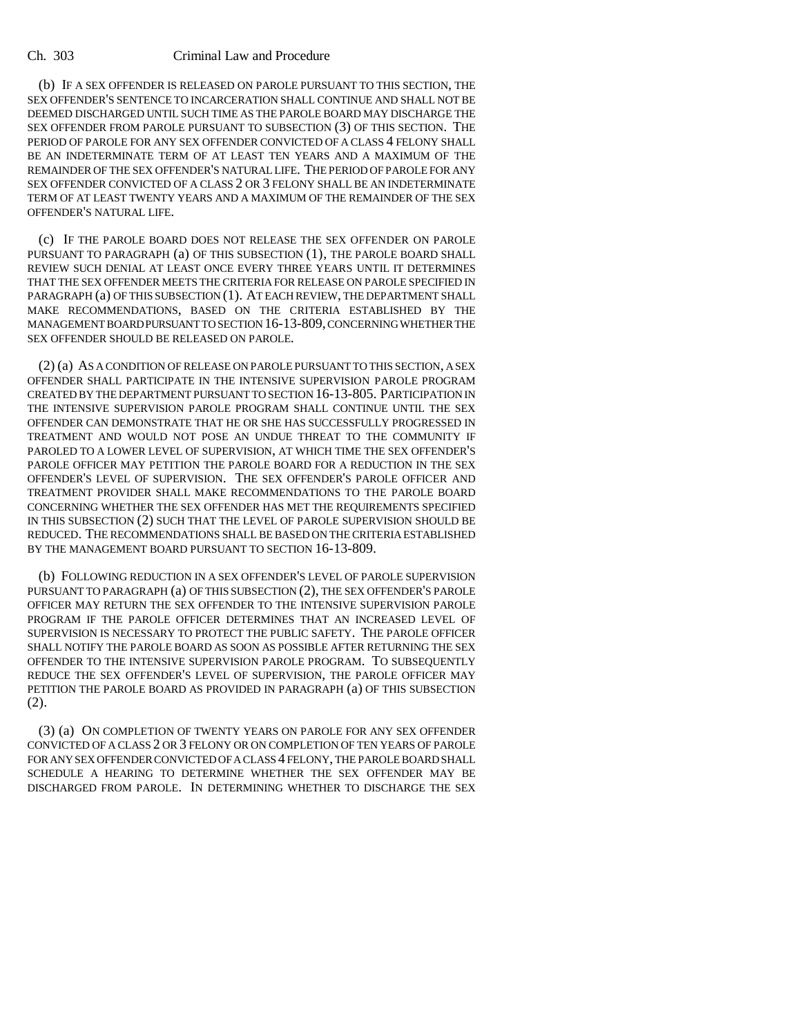(b) IF A SEX OFFENDER IS RELEASED ON PAROLE PURSUANT TO THIS SECTION, THE SEX OFFENDER'S SENTENCE TO INCARCERATION SHALL CONTINUE AND SHALL NOT BE DEEMED DISCHARGED UNTIL SUCH TIME AS THE PAROLE BOARD MAY DISCHARGE THE SEX OFFENDER FROM PAROLE PURSUANT TO SUBSECTION (3) OF THIS SECTION. THE PERIOD OF PAROLE FOR ANY SEX OFFENDER CONVICTED OF A CLASS 4 FELONY SHALL BE AN INDETERMINATE TERM OF AT LEAST TEN YEARS AND A MAXIMUM OF THE REMAINDER OF THE SEX OFFENDER'S NATURAL LIFE. THE PERIOD OF PAROLE FOR ANY SEX OFFENDER CONVICTED OF A CLASS 2 OR 3 FELONY SHALL BE AN INDETERMINATE TERM OF AT LEAST TWENTY YEARS AND A MAXIMUM OF THE REMAINDER OF THE SEX OFFENDER'S NATURAL LIFE.

(c) IF THE PAROLE BOARD DOES NOT RELEASE THE SEX OFFENDER ON PAROLE PURSUANT TO PARAGRAPH (a) OF THIS SUBSECTION (1), THE PAROLE BOARD SHALL REVIEW SUCH DENIAL AT LEAST ONCE EVERY THREE YEARS UNTIL IT DETERMINES THAT THE SEX OFFENDER MEETS THE CRITERIA FOR RELEASE ON PAROLE SPECIFIED IN PARAGRAPH (a) OF THIS SUBSECTION (1). AT EACH REVIEW, THE DEPARTMENT SHALL MAKE RECOMMENDATIONS, BASED ON THE CRITERIA ESTABLISHED BY THE MANAGEMENT BOARD PURSUANT TO SECTION 16-13-809, CONCERNING WHETHER THE SEX OFFENDER SHOULD BE RELEASED ON PAROLE.

(2) (a) AS A CONDITION OF RELEASE ON PAROLE PURSUANT TO THIS SECTION, A SEX OFFENDER SHALL PARTICIPATE IN THE INTENSIVE SUPERVISION PAROLE PROGRAM CREATED BY THE DEPARTMENT PURSUANT TO SECTION 16-13-805. PARTICIPATION IN THE INTENSIVE SUPERVISION PAROLE PROGRAM SHALL CONTINUE UNTIL THE SEX OFFENDER CAN DEMONSTRATE THAT HE OR SHE HAS SUCCESSFULLY PROGRESSED IN TREATMENT AND WOULD NOT POSE AN UNDUE THREAT TO THE COMMUNITY IF PAROLED TO A LOWER LEVEL OF SUPERVISION, AT WHICH TIME THE SEX OFFENDER'S PAROLE OFFICER MAY PETITION THE PAROLE BOARD FOR A REDUCTION IN THE SEX OFFENDER'S LEVEL OF SUPERVISION. THE SEX OFFENDER'S PAROLE OFFICER AND TREATMENT PROVIDER SHALL MAKE RECOMMENDATIONS TO THE PAROLE BOARD CONCERNING WHETHER THE SEX OFFENDER HAS MET THE REQUIREMENTS SPECIFIED IN THIS SUBSECTION (2) SUCH THAT THE LEVEL OF PAROLE SUPERVISION SHOULD BE REDUCED. THE RECOMMENDATIONS SHALL BE BASED ON THE CRITERIA ESTABLISHED BY THE MANAGEMENT BOARD PURSUANT TO SECTION 16-13-809.

(b) FOLLOWING REDUCTION IN A SEX OFFENDER'S LEVEL OF PAROLE SUPERVISION PURSUANT TO PARAGRAPH (a) OF THIS SUBSECTION (2), THE SEX OFFENDER'S PAROLE OFFICER MAY RETURN THE SEX OFFENDER TO THE INTENSIVE SUPERVISION PAROLE PROGRAM IF THE PAROLE OFFICER DETERMINES THAT AN INCREASED LEVEL OF SUPERVISION IS NECESSARY TO PROTECT THE PUBLIC SAFETY. THE PAROLE OFFICER SHALL NOTIFY THE PAROLE BOARD AS SOON AS POSSIBLE AFTER RETURNING THE SEX OFFENDER TO THE INTENSIVE SUPERVISION PAROLE PROGRAM. TO SUBSEQUENTLY REDUCE THE SEX OFFENDER'S LEVEL OF SUPERVISION, THE PAROLE OFFICER MAY PETITION THE PAROLE BOARD AS PROVIDED IN PARAGRAPH (a) OF THIS SUBSECTION (2).

(3) (a) ON COMPLETION OF TWENTY YEARS ON PAROLE FOR ANY SEX OFFENDER CONVICTED OF A CLASS 2 OR 3 FELONY OR ON COMPLETION OF TEN YEARS OF PAROLE FOR ANY SEX OFFENDER CONVICTED OF A CLASS 4 FELONY, THE PAROLE BOARD SHALL SCHEDULE A HEARING TO DETERMINE WHETHER THE SEX OFFENDER MAY BE DISCHARGED FROM PAROLE. IN DETERMINING WHETHER TO DISCHARGE THE SEX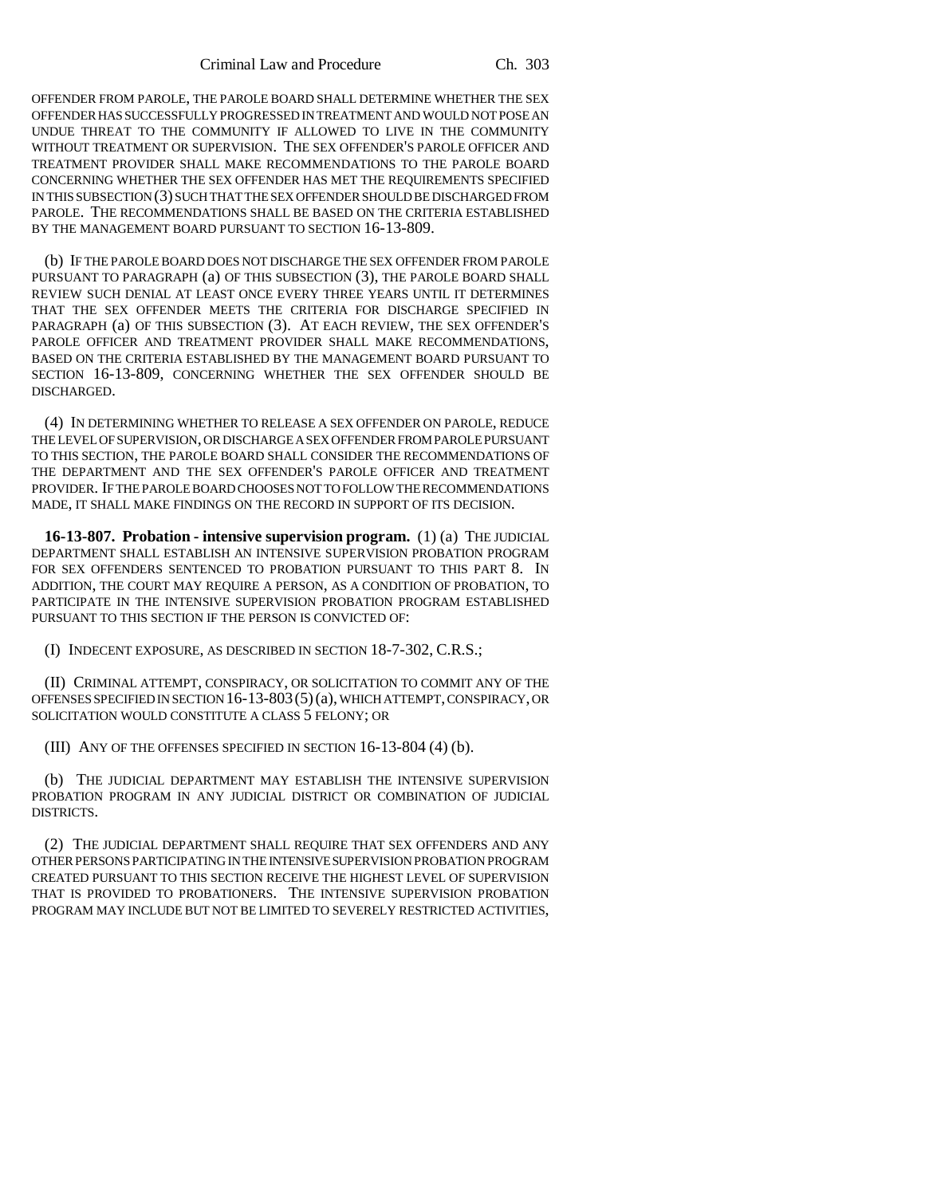OFFENDER FROM PAROLE, THE PAROLE BOARD SHALL DETERMINE WHETHER THE SEX OFFENDER HAS SUCCESSFULLY PROGRESSED IN TREATMENT AND WOULD NOT POSE AN UNDUE THREAT TO THE COMMUNITY IF ALLOWED TO LIVE IN THE COMMUNITY WITHOUT TREATMENT OR SUPERVISION. THE SEX OFFENDER'S PAROLE OFFICER AND TREATMENT PROVIDER SHALL MAKE RECOMMENDATIONS TO THE PAROLE BOARD CONCERNING WHETHER THE SEX OFFENDER HAS MET THE REQUIREMENTS SPECIFIED IN THIS SUBSECTION (3) SUCH THAT THE SEX OFFENDER SHOULD BE DISCHARGED FROM PAROLE. THE RECOMMENDATIONS SHALL BE BASED ON THE CRITERIA ESTABLISHED BY THE MANAGEMENT BOARD PURSUANT TO SECTION 16-13-809.

(b) IF THE PAROLE BOARD DOES NOT DISCHARGE THE SEX OFFENDER FROM PAROLE PURSUANT TO PARAGRAPH (a) OF THIS SUBSECTION (3), THE PAROLE BOARD SHALL REVIEW SUCH DENIAL AT LEAST ONCE EVERY THREE YEARS UNTIL IT DETERMINES THAT THE SEX OFFENDER MEETS THE CRITERIA FOR DISCHARGE SPECIFIED IN PARAGRAPH (a) OF THIS SUBSECTION (3). AT EACH REVIEW, THE SEX OFFENDER'S PAROLE OFFICER AND TREATMENT PROVIDER SHALL MAKE RECOMMENDATIONS, BASED ON THE CRITERIA ESTABLISHED BY THE MANAGEMENT BOARD PURSUANT TO SECTION 16-13-809, CONCERNING WHETHER THE SEX OFFENDER SHOULD BE DISCHARGED.

(4) IN DETERMINING WHETHER TO RELEASE A SEX OFFENDER ON PAROLE, REDUCE THE LEVEL OF SUPERVISION, OR DISCHARGE A SEX OFFENDER FROM PAROLE PURSUANT TO THIS SECTION, THE PAROLE BOARD SHALL CONSIDER THE RECOMMENDATIONS OF THE DEPARTMENT AND THE SEX OFFENDER'S PAROLE OFFICER AND TREATMENT PROVIDER. IF THE PAROLE BOARD CHOOSES NOT TO FOLLOW THE RECOMMENDATIONS MADE, IT SHALL MAKE FINDINGS ON THE RECORD IN SUPPORT OF ITS DECISION.

**16-13-807. Probation - intensive supervision program.** (1) (a) THE JUDICIAL DEPARTMENT SHALL ESTABLISH AN INTENSIVE SUPERVISION PROBATION PROGRAM FOR SEX OFFENDERS SENTENCED TO PROBATION PURSUANT TO THIS PART 8. IN ADDITION, THE COURT MAY REQUIRE A PERSON, AS A CONDITION OF PROBATION, TO PARTICIPATE IN THE INTENSIVE SUPERVISION PROBATION PROGRAM ESTABLISHED PURSUANT TO THIS SECTION IF THE PERSON IS CONVICTED OF:

(I) INDECENT EXPOSURE, AS DESCRIBED IN SECTION 18-7-302, C.R.S.;

(II) CRIMINAL ATTEMPT, CONSPIRACY, OR SOLICITATION TO COMMIT ANY OF THE OFFENSES SPECIFIED IN SECTION 16-13-803 (5) (a), WHICH ATTEMPT, CONSPIRACY, OR SOLICITATION WOULD CONSTITUTE A CLASS 5 FELONY; OR

(III) ANY OF THE OFFENSES SPECIFIED IN SECTION 16-13-804 (4) (b).

(b) THE JUDICIAL DEPARTMENT MAY ESTABLISH THE INTENSIVE SUPERVISION PROBATION PROGRAM IN ANY JUDICIAL DISTRICT OR COMBINATION OF JUDICIAL DISTRICTS.

(2) THE JUDICIAL DEPARTMENT SHALL REQUIRE THAT SEX OFFENDERS AND ANY OTHER PERSONS PARTICIPATING IN THE INTENSIVE SUPERVISION PROBATION PROGRAM CREATED PURSUANT TO THIS SECTION RECEIVE THE HIGHEST LEVEL OF SUPERVISION THAT IS PROVIDED TO PROBATIONERS. THE INTENSIVE SUPERVISION PROBATION PROGRAM MAY INCLUDE BUT NOT BE LIMITED TO SEVERELY RESTRICTED ACTIVITIES,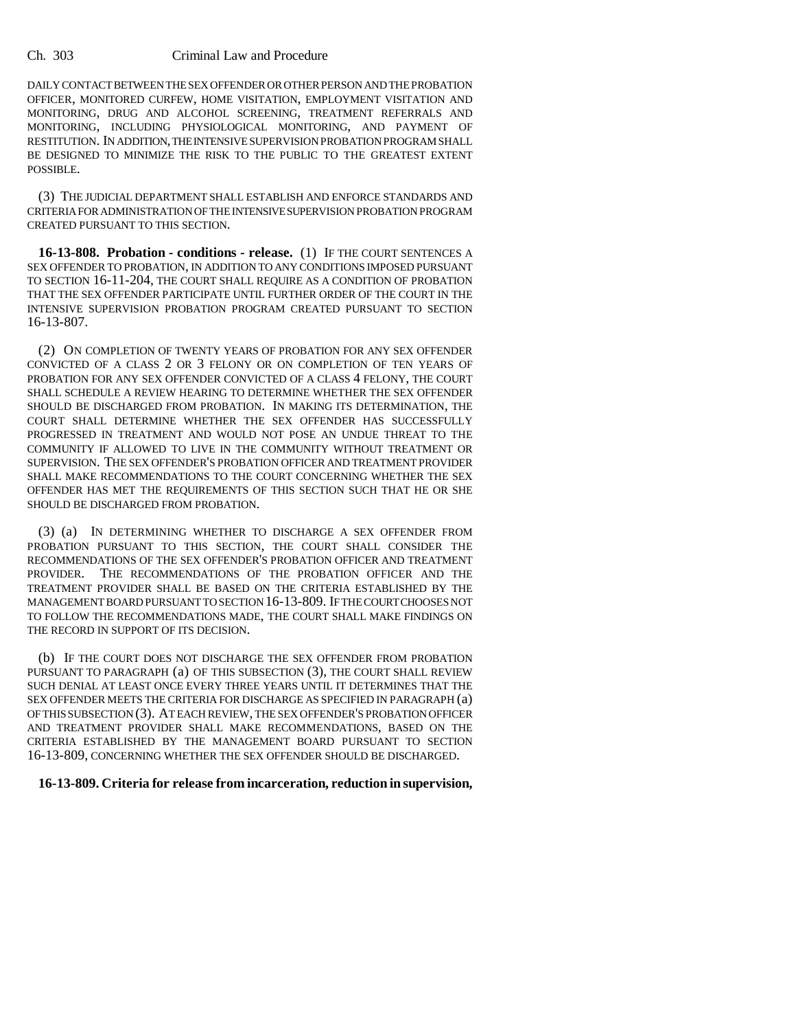DAILY CONTACT BETWEEN THE SEX OFFENDER OR OTHER PERSON AND THE PROBATION OFFICER, MONITORED CURFEW, HOME VISITATION, EMPLOYMENT VISITATION AND MONITORING, DRUG AND ALCOHOL SCREENING, TREATMENT REFERRALS AND MONITORING, INCLUDING PHYSIOLOGICAL MONITORING, AND PAYMENT OF RESTITUTION. IN ADDITION, THE INTENSIVE SUPERVISION PROBATION PROGRAM SHALL BE DESIGNED TO MINIMIZE THE RISK TO THE PUBLIC TO THE GREATEST EXTENT POSSIBLE.

(3) THE JUDICIAL DEPARTMENT SHALL ESTABLISH AND ENFORCE STANDARDS AND CRITERIA FOR ADMINISTRATION OF THE INTENSIVE SUPERVISION PROBATION PROGRAM CREATED PURSUANT TO THIS SECTION.

**16-13-808. Probation - conditions - release.** (1) IF THE COURT SENTENCES A SEX OFFENDER TO PROBATION, IN ADDITION TO ANY CONDITIONS IMPOSED PURSUANT TO SECTION 16-11-204, THE COURT SHALL REQUIRE AS A CONDITION OF PROBATION THAT THE SEX OFFENDER PARTICIPATE UNTIL FURTHER ORDER OF THE COURT IN THE INTENSIVE SUPERVISION PROBATION PROGRAM CREATED PURSUANT TO SECTION 16-13-807.

(2) ON COMPLETION OF TWENTY YEARS OF PROBATION FOR ANY SEX OFFENDER CONVICTED OF A CLASS 2 OR 3 FELONY OR ON COMPLETION OF TEN YEARS OF PROBATION FOR ANY SEX OFFENDER CONVICTED OF A CLASS 4 FELONY, THE COURT SHALL SCHEDULE A REVIEW HEARING TO DETERMINE WHETHER THE SEX OFFENDER SHOULD BE DISCHARGED FROM PROBATION. IN MAKING ITS DETERMINATION, THE COURT SHALL DETERMINE WHETHER THE SEX OFFENDER HAS SUCCESSFULLY PROGRESSED IN TREATMENT AND WOULD NOT POSE AN UNDUE THREAT TO THE COMMUNITY IF ALLOWED TO LIVE IN THE COMMUNITY WITHOUT TREATMENT OR SUPERVISION. THE SEX OFFENDER'S PROBATION OFFICER AND TREATMENT PROVIDER SHALL MAKE RECOMMENDATIONS TO THE COURT CONCERNING WHETHER THE SEX OFFENDER HAS MET THE REQUIREMENTS OF THIS SECTION SUCH THAT HE OR SHE SHOULD BE DISCHARGED FROM PROBATION.

(3) (a) IN DETERMINING WHETHER TO DISCHARGE A SEX OFFENDER FROM PROBATION PURSUANT TO THIS SECTION, THE COURT SHALL CONSIDER THE RECOMMENDATIONS OF THE SEX OFFENDER'S PROBATION OFFICER AND TREATMENT PROVIDER. THE RECOMMENDATIONS OF THE PROBATION OFFICER AND THE TREATMENT PROVIDER SHALL BE BASED ON THE CRITERIA ESTABLISHED BY THE MANAGEMENT BOARD PURSUANT TO SECTION 16-13-809. IF THE COURT CHOOSES NOT TO FOLLOW THE RECOMMENDATIONS MADE, THE COURT SHALL MAKE FINDINGS ON THE RECORD IN SUPPORT OF ITS DECISION.

(b) IF THE COURT DOES NOT DISCHARGE THE SEX OFFENDER FROM PROBATION PURSUANT TO PARAGRAPH (a) OF THIS SUBSECTION (3), THE COURT SHALL REVIEW SUCH DENIAL AT LEAST ONCE EVERY THREE YEARS UNTIL IT DETERMINES THAT THE SEX OFFENDER MEETS THE CRITERIA FOR DISCHARGE AS SPECIFIED IN PARAGRAPH (a) OF THIS SUBSECTION (3). AT EACH REVIEW, THE SEX OFFENDER'S PROBATION OFFICER AND TREATMENT PROVIDER SHALL MAKE RECOMMENDATIONS, BASED ON THE CRITERIA ESTABLISHED BY THE MANAGEMENT BOARD PURSUANT TO SECTION 16-13-809, CONCERNING WHETHER THE SEX OFFENDER SHOULD BE DISCHARGED.

**16-13-809. Criteria for release from incarceration, reduction in supervision,**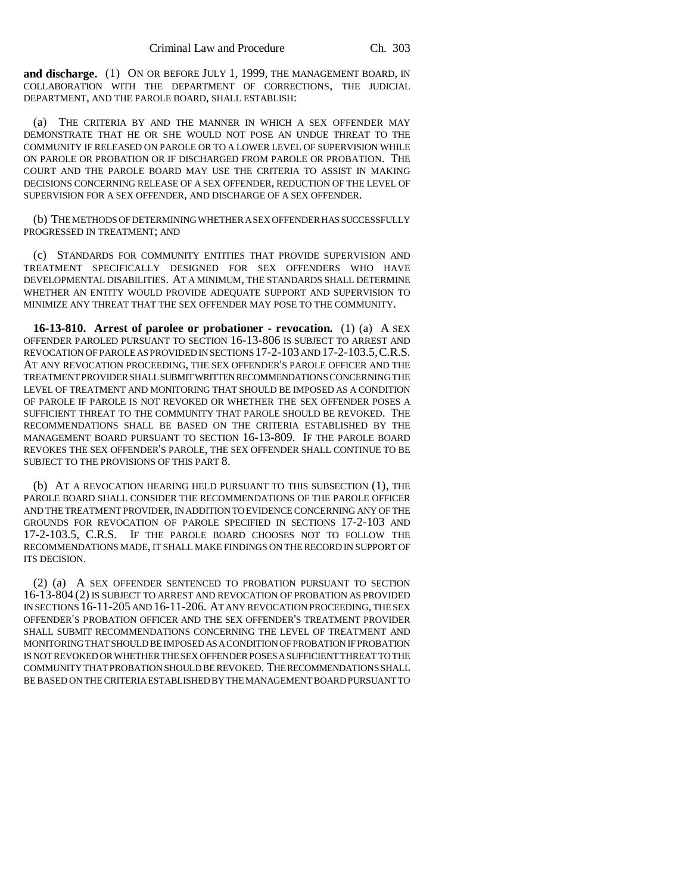**and discharge.** (1) ON OR BEFORE JULY 1, 1999, THE MANAGEMENT BOARD, IN COLLABORATION WITH THE DEPARTMENT OF CORRECTIONS, THE JUDICIAL DEPARTMENT, AND THE PAROLE BOARD, SHALL ESTABLISH:

(a) THE CRITERIA BY AND THE MANNER IN WHICH A SEX OFFENDER MAY DEMONSTRATE THAT HE OR SHE WOULD NOT POSE AN UNDUE THREAT TO THE COMMUNITY IF RELEASED ON PAROLE OR TO A LOWER LEVEL OF SUPERVISION WHILE ON PAROLE OR PROBATION OR IF DISCHARGED FROM PAROLE OR PROBATION. THE COURT AND THE PAROLE BOARD MAY USE THE CRITERIA TO ASSIST IN MAKING DECISIONS CONCERNING RELEASE OF A SEX OFFENDER, REDUCTION OF THE LEVEL OF SUPERVISION FOR A SEX OFFENDER, AND DISCHARGE OF A SEX OFFENDER.

(b) THE METHODS OF DETERMINING WHETHER A SEX OFFENDER HAS SUCCESSFULLY PROGRESSED IN TREATMENT; AND

(c) STANDARDS FOR COMMUNITY ENTITIES THAT PROVIDE SUPERVISION AND TREATMENT SPECIFICALLY DESIGNED FOR SEX OFFENDERS WHO HAVE DEVELOPMENTAL DISABILITIES. AT A MINIMUM, THE STANDARDS SHALL DETERMINE WHETHER AN ENTITY WOULD PROVIDE ADEQUATE SUPPORT AND SUPERVISION TO MINIMIZE ANY THREAT THAT THE SEX OFFENDER MAY POSE TO THE COMMUNITY.

**16-13-810. Arrest of parolee or probationer - revocation.** (1) (a) A SEX OFFENDER PAROLED PURSUANT TO SECTION 16-13-806 IS SUBJECT TO ARREST AND REVOCATION OF PAROLE AS PROVIDED IN SECTIONS 17-2-103 AND 17-2-103.5, C.R.S. AT ANY REVOCATION PROCEEDING, THE SEX OFFENDER'S PAROLE OFFICER AND THE TREATMENT PROVIDER SHALL SUBMIT WRITTEN RECOMMENDATIONS CONCERNING THE LEVEL OF TREATMENT AND MONITORING THAT SHOULD BE IMPOSED AS A CONDITION OF PAROLE IF PAROLE IS NOT REVOKED OR WHETHER THE SEX OFFENDER POSES A SUFFICIENT THREAT TO THE COMMUNITY THAT PAROLE SHOULD BE REVOKED. THE RECOMMENDATIONS SHALL BE BASED ON THE CRITERIA ESTABLISHED BY THE MANAGEMENT BOARD PURSUANT TO SECTION 16-13-809. IF THE PAROLE BOARD REVOKES THE SEX OFFENDER'S PAROLE, THE SEX OFFENDER SHALL CONTINUE TO BE SUBJECT TO THE PROVISIONS OF THIS PART 8.

(b) AT A REVOCATION HEARING HELD PURSUANT TO THIS SUBSECTION (1), THE PAROLE BOARD SHALL CONSIDER THE RECOMMENDATIONS OF THE PAROLE OFFICER AND THE TREATMENT PROVIDER, IN ADDITION TO EVIDENCE CONCERNING ANY OF THE GROUNDS FOR REVOCATION OF PAROLE SPECIFIED IN SECTIONS 17-2-103 AND 17-2-103.5, C.R.S. IF THE PAROLE BOARD CHOOSES NOT TO FOLLOW THE RECOMMENDATIONS MADE, IT SHALL MAKE FINDINGS ON THE RECORD IN SUPPORT OF ITS DECISION.

(2) (a) A SEX OFFENDER SENTENCED TO PROBATION PURSUANT TO SECTION 16-13-804 (2) IS SUBJECT TO ARREST AND REVOCATION OF PROBATION AS PROVIDED IN SECTIONS 16-11-205 AND 16-11-206. AT ANY REVOCATION PROCEEDING, THE SEX OFFENDER'S PROBATION OFFICER AND THE SEX OFFENDER'S TREATMENT PROVIDER SHALL SUBMIT RECOMMENDATIONS CONCERNING THE LEVEL OF TREATMENT AND MONITORING THAT SHOULD BE IMPOSED AS A CONDITION OF PROBATION IF PROBATION IS NOT REVOKED OR WHETHER THE SEX OFFENDER POSES A SUFFICIENT THREAT TO THE COMMUNITY THAT PROBATION SHOULD BE REVOKED. THE RECOMMENDATIONS SHALL BE BASED ON THE CRITERIA ESTABLISHED BY THE MANAGEMENT BOARD PURSUANT TO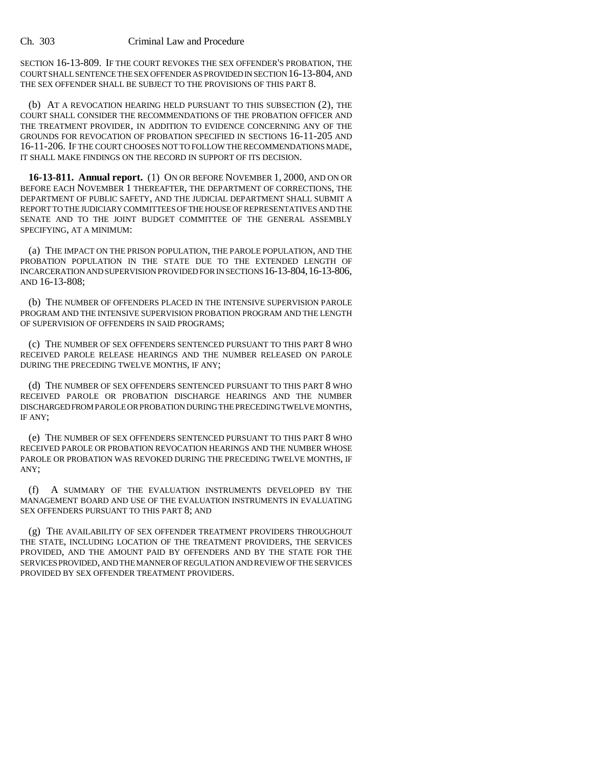SECTION 16-13-809. IF THE COURT REVOKES THE SEX OFFENDER'S PROBATION, THE COURT SHALL SENTENCE THE SEX OFFENDER AS PROVIDED IN SECTION 16-13-804, AND THE SEX OFFENDER SHALL BE SUBJECT TO THE PROVISIONS OF THIS PART 8.

(b) AT A REVOCATION HEARING HELD PURSUANT TO THIS SUBSECTION (2), THE COURT SHALL CONSIDER THE RECOMMENDATIONS OF THE PROBATION OFFICER AND THE TREATMENT PROVIDER, IN ADDITION TO EVIDENCE CONCERNING ANY OF THE GROUNDS FOR REVOCATION OF PROBATION SPECIFIED IN SECTIONS 16-11-205 AND 16-11-206. IF THE COURT CHOOSES NOT TO FOLLOW THE RECOMMENDATIONS MADE, IT SHALL MAKE FINDINGS ON THE RECORD IN SUPPORT OF ITS DECISION.

**16-13-811. Annual report.** (1) ON OR BEFORE NOVEMBER 1, 2000, AND ON OR BEFORE EACH NOVEMBER 1 THEREAFTER, THE DEPARTMENT OF CORRECTIONS, THE DEPARTMENT OF PUBLIC SAFETY, AND THE JUDICIAL DEPARTMENT SHALL SUBMIT A REPORT TO THE JUDICIARY COMMITTEES OF THE HOUSE OF REPRESENTATIVES AND THE SENATE AND TO THE JOINT BUDGET COMMITTEE OF THE GENERAL ASSEMBLY SPECIFYING, AT A MINIMUM:

(a) THE IMPACT ON THE PRISON POPULATION, THE PAROLE POPULATION, AND THE PROBATION POPULATION IN THE STATE DUE TO THE EXTENDED LENGTH OF INCARCERATION AND SUPERVISION PROVIDED FOR IN SECTIONS 16-13-804, 16-13-806, AND 16-13-808;

(b) THE NUMBER OF OFFENDERS PLACED IN THE INTENSIVE SUPERVISION PAROLE PROGRAM AND THE INTENSIVE SUPERVISION PROBATION PROGRAM AND THE LENGTH OF SUPERVISION OF OFFENDERS IN SAID PROGRAMS;

(c) THE NUMBER OF SEX OFFENDERS SENTENCED PURSUANT TO THIS PART 8 WHO RECEIVED PAROLE RELEASE HEARINGS AND THE NUMBER RELEASED ON PAROLE DURING THE PRECEDING TWELVE MONTHS, IF ANY;

(d) THE NUMBER OF SEX OFFENDERS SENTENCED PURSUANT TO THIS PART 8 WHO RECEIVED PAROLE OR PROBATION DISCHARGE HEARINGS AND THE NUMBER DISCHARGED FROM PAROLE OR PROBATION DURING THE PRECEDING TWELVE MONTHS, IF ANY;

(e) THE NUMBER OF SEX OFFENDERS SENTENCED PURSUANT TO THIS PART 8 WHO RECEIVED PAROLE OR PROBATION REVOCATION HEARINGS AND THE NUMBER WHOSE PAROLE OR PROBATION WAS REVOKED DURING THE PRECEDING TWELVE MONTHS, IF ANY;

(f) A SUMMARY OF THE EVALUATION INSTRUMENTS DEVELOPED BY THE MANAGEMENT BOARD AND USE OF THE EVALUATION INSTRUMENTS IN EVALUATING SEX OFFENDERS PURSUANT TO THIS PART 8; AND

(g) THE AVAILABILITY OF SEX OFFENDER TREATMENT PROVIDERS THROUGHOUT THE STATE, INCLUDING LOCATION OF THE TREATMENT PROVIDERS, THE SERVICES PROVIDED, AND THE AMOUNT PAID BY OFFENDERS AND BY THE STATE FOR THE SERVICES PROVIDED, AND THE MANNER OF REGULATION AND REVIEW OF THE SERVICES PROVIDED BY SEX OFFENDER TREATMENT PROVIDERS.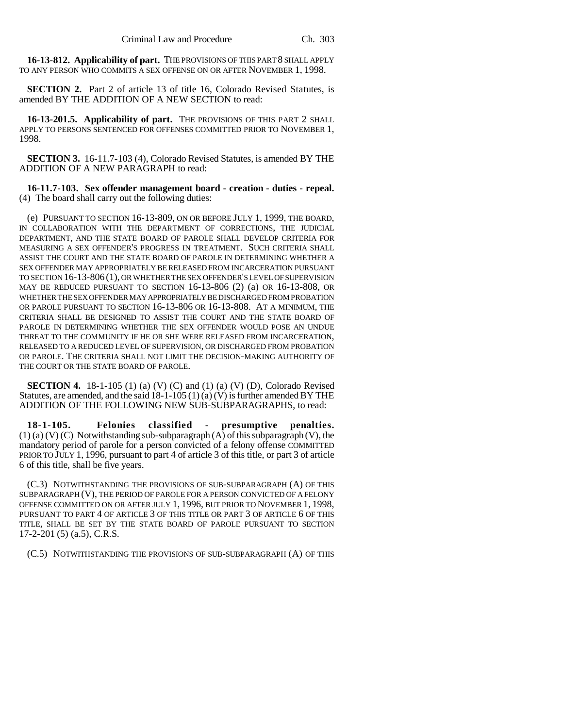**16-13-812. Applicability of part.** THE PROVISIONS OF THIS PART 8 SHALL APPLY TO ANY PERSON WHO COMMITS A SEX OFFENSE ON OR AFTER NOVEMBER 1, 1998.

**SECTION 2.** Part 2 of article 13 of title 16, Colorado Revised Statutes, is amended BY THE ADDITION OF A NEW SECTION to read:

**16-13-201.5. Applicability of part.** THE PROVISIONS OF THIS PART 2 SHALL APPLY TO PERSONS SENTENCED FOR OFFENSES COMMITTED PRIOR TO NOVEMBER 1, 1998.

**SECTION 3.** 16-11.7-103 (4), Colorado Revised Statutes, is amended BY THE ADDITION OF A NEW PARAGRAPH to read:

**16-11.7-103. Sex offender management board - creation - duties - repeal.** (4) The board shall carry out the following duties:

(e) PURSUANT TO SECTION 16-13-809, ON OR BEFORE JULY 1, 1999, THE BOARD, IN COLLABORATION WITH THE DEPARTMENT OF CORRECTIONS, THE JUDICIAL DEPARTMENT, AND THE STATE BOARD OF PAROLE SHALL DEVELOP CRITERIA FOR MEASURING A SEX OFFENDER'S PROGRESS IN TREATMENT. SUCH CRITERIA SHALL ASSIST THE COURT AND THE STATE BOARD OF PAROLE IN DETERMINING WHETHER A SEX OFFENDER MAY APPROPRIATELY BE RELEASED FROM INCARCERATION PURSUANT TO SECTION 16-13-806 (1), OR WHETHER THE SEX OFFENDER'S LEVEL OF SUPERVISION MAY BE REDUCED PURSUANT TO SECTION 16-13-806 (2) (a) OR 16-13-808, OR WHETHER THE SEX OFFENDER MAY APPROPRIATELY BE DISCHARGED FROM PROBATION OR PAROLE PURSUANT TO SECTION 16-13-806 OR 16-13-808. AT A MINIMUM, THE CRITERIA SHALL BE DESIGNED TO ASSIST THE COURT AND THE STATE BOARD OF PAROLE IN DETERMINING WHETHER THE SEX OFFENDER WOULD POSE AN UNDUE THREAT TO THE COMMUNITY IF HE OR SHE WERE RELEASED FROM INCARCERATION, RELEASED TO A REDUCED LEVEL OF SUPERVISION, OR DISCHARGED FROM PROBATION OR PAROLE. THE CRITERIA SHALL NOT LIMIT THE DECISION-MAKING AUTHORITY OF THE COURT OR THE STATE BOARD OF PAROLE.

**SECTION 4.** 18-1-105 (1) (a) (V) (C) and (1) (a) (V) (D), Colorado Revised Statutes, are amended, and the said 18-1-105 (1) (a) (V) is further amended BY THE ADDITION OF THE FOLLOWING NEW SUB-SUBPARAGRAPHS, to read:

**18-1-105. Felonies classified - presumptive penalties.** (1) (a) (V) (C) Notwithstanding sub-subparagraph (A) of this subparagraph (V), the mandatory period of parole for a person convicted of a felony offense COMMITTED PRIOR TO JULY 1, 1996, pursuant to part 4 of article 3 of this title, or part 3 of article 6 of this title, shall be five years.

(C.3) NOTWITHSTANDING THE PROVISIONS OF SUB-SUBPARAGRAPH (A) OF THIS SUBPARAGRAPH (V), THE PERIOD OF PAROLE FOR A PERSON CONVICTED OF A FELONY OFFENSE COMMITTED ON OR AFTER JULY 1, 1996, BUT PRIOR TO NOVEMBER 1, 1998, PURSUANT TO PART 4 OF ARTICLE 3 OF THIS TITLE OR PART 3 OF ARTICLE 6 OF THIS TITLE, SHALL BE SET BY THE STATE BOARD OF PAROLE PURSUANT TO SECTION 17-2-201 (5) (a.5), C.R.S.

(C.5) NOTWITHSTANDING THE PROVISIONS OF SUB-SUBPARAGRAPH (A) OF THIS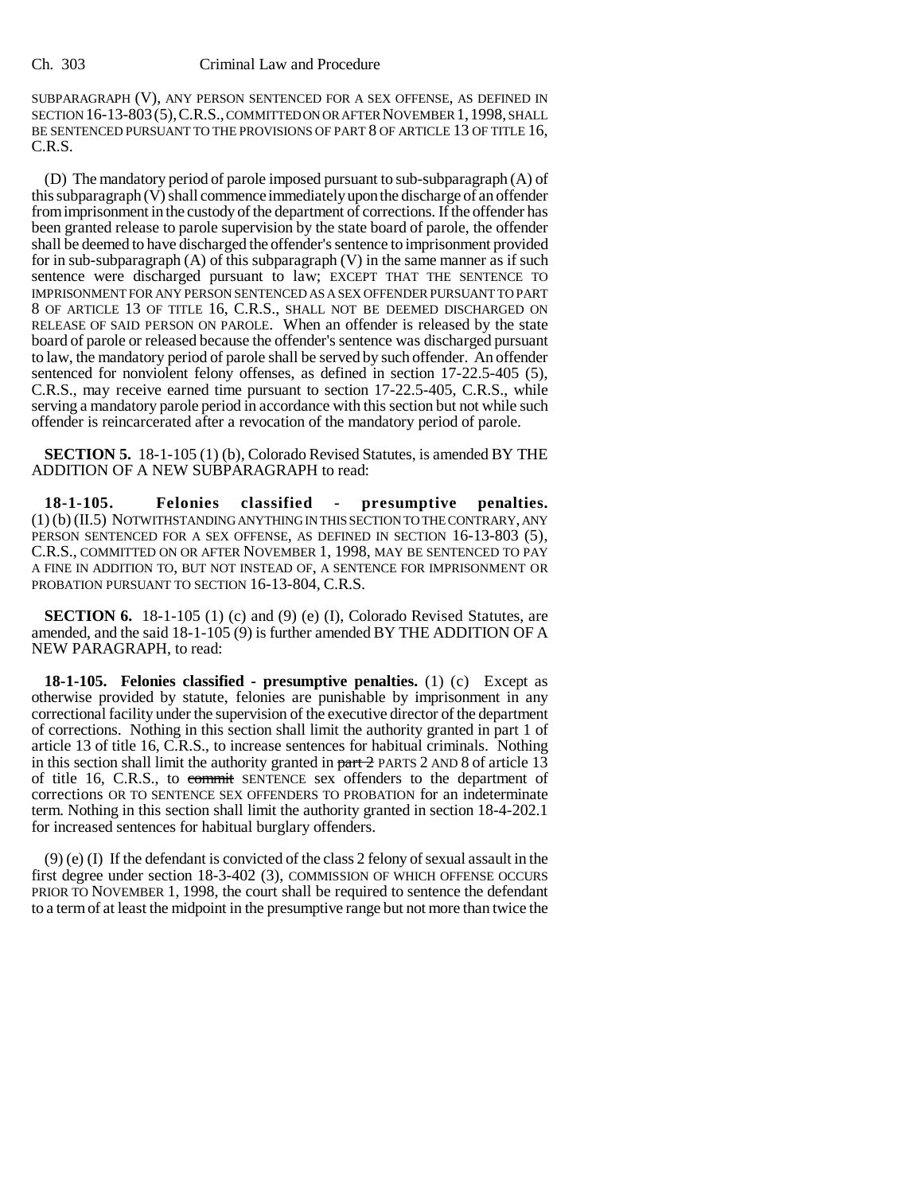SUBPARAGRAPH (V), ANY PERSON SENTENCED FOR A SEX OFFENSE, AS DEFINED IN SECTION 16-13-803 (5), C.R.S., COMMITTED ON OR AFTER NOVEMBER 1, 1998, SHALL BE SENTENCED PURSUANT TO THE PROVISIONS OF PART 8 OF ARTICLE 13 OF TITLE 16, C.R.S.

(D) The mandatory period of parole imposed pursuant to sub-subparagraph (A) of this subparagraph (V) shall commence immediately upon the discharge of an offender from imprisonment in the custody of the department of corrections. If the offender has been granted release to parole supervision by the state board of parole, the offender shall be deemed to have discharged the offender's sentence to imprisonment provided for in sub-subparagraph (A) of this subparagraph (V) in the same manner as if such sentence were discharged pursuant to law; EXCEPT THAT THE SENTENCE TO IMPRISONMENT FOR ANY PERSON SENTENCED AS A SEX OFFENDER PURSUANT TO PART 8 OF ARTICLE 13 OF TITLE 16, C.R.S., SHALL NOT BE DEEMED DISCHARGED ON RELEASE OF SAID PERSON ON PAROLE. When an offender is released by the state board of parole or released because the offender's sentence was discharged pursuant to law, the mandatory period of parole shall be served by such offender. An offender sentenced for nonviolent felony offenses, as defined in section 17-22.5-405 (5), C.R.S., may receive earned time pursuant to section 17-22.5-405, C.R.S., while serving a mandatory parole period in accordance with this section but not while such offender is reincarcerated after a revocation of the mandatory period of parole.

**SECTION 5.** 18-1-105 (1) (b), Colorado Revised Statutes, is amended BY THE ADDITION OF A NEW SUBPARAGRAPH to read:

**18-1-105. Felonies classified - presumptive penalties.** (1) (b) (II.5) NOTWITHSTANDING ANYTHING IN THIS SECTION TO THE CONTRARY, ANY PERSON SENTENCED FOR A SEX OFFENSE, AS DEFINED IN SECTION 16-13-803 (5), C.R.S., COMMITTED ON OR AFTER NOVEMBER 1, 1998, MAY BE SENTENCED TO PAY A FINE IN ADDITION TO, BUT NOT INSTEAD OF, A SENTENCE FOR IMPRISONMENT OR PROBATION PURSUANT TO SECTION 16-13-804, C.R.S.

**SECTION 6.** 18-1-105 (1) (c) and (9) (e) (I), Colorado Revised Statutes, are amended, and the said 18-1-105 (9) is further amended BY THE ADDITION OF A NEW PARAGRAPH, to read:

**18-1-105. Felonies classified - presumptive penalties.** (1) (c) Except as otherwise provided by statute, felonies are punishable by imprisonment in any correctional facility under the supervision of the executive director of the department of corrections. Nothing in this section shall limit the authority granted in part 1 of article 13 of title 16, C.R.S., to increase sentences for habitual criminals. Nothing in this section shall limit the authority granted in ~~part 2~~ PARTS 2 AND 8 of article 13 of title 16, C.R.S., to ~~commit~~ SENTENCE sex offenders to the department of corrections OR TO SENTENCE SEX OFFENDERS TO PROBATION for an indeterminate term. Nothing in this section shall limit the authority granted in section 18-4-202.1 for increased sentences for habitual burglary offenders.

(9) (e) (I) If the defendant is convicted of the class 2 felony of sexual assault in the first degree under section 18-3-402 (3), COMMISSION OF WHICH OFFENSE OCCURS PRIOR TO NOVEMBER 1, 1998, the court shall be required to sentence the defendant to a term of at least the midpoint in the presumptive range but not more than twice the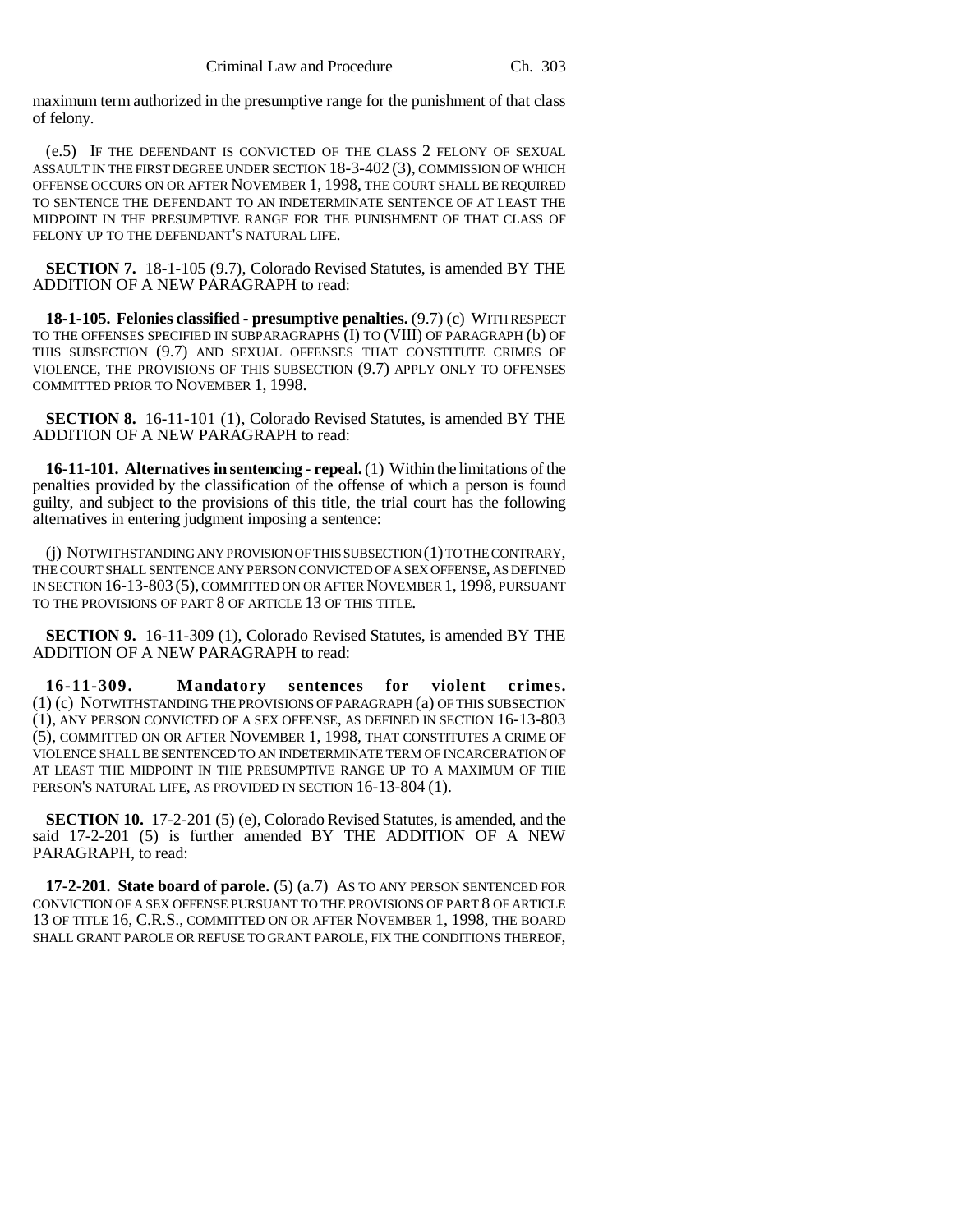maximum term authorized in the presumptive range for the punishment of that class of felony.

(e.5) IF THE DEFENDANT IS CONVICTED OF THE CLASS 2 FELONY OF SEXUAL ASSAULT IN THE FIRST DEGREE UNDER SECTION 18-3-402 (3), COMMISSION OF WHICH OFFENSE OCCURS ON OR AFTER NOVEMBER 1, 1998, THE COURT SHALL BE REQUIRED TO SENTENCE THE DEFENDANT TO AN INDETERMINATE SENTENCE OF AT LEAST THE MIDPOINT IN THE PRESUMPTIVE RANGE FOR THE PUNISHMENT OF THAT CLASS OF FELONY UP TO THE DEFENDANT'S NATURAL LIFE.

**SECTION 7.** 18-1-105 (9.7), Colorado Revised Statutes, is amended BY THE ADDITION OF A NEW PARAGRAPH to read:

**18-1-105. Felonies classified - presumptive penalties.** (9.7) (c) WITH RESPECT TO THE OFFENSES SPECIFIED IN SUBPARAGRAPHS (I) TO (VIII) OF PARAGRAPH (b) OF THIS SUBSECTION (9.7) AND SEXUAL OFFENSES THAT CONSTITUTE CRIMES OF VIOLENCE, THE PROVISIONS OF THIS SUBSECTION (9.7) APPLY ONLY TO OFFENSES COMMITTED PRIOR TO NOVEMBER 1, 1998.

**SECTION 8.** 16-11-101 (1), Colorado Revised Statutes, is amended BY THE ADDITION OF A NEW PARAGRAPH to read:

**16-11-101. Alternatives in sentencing - repeal.** (1) Within the limitations of the penalties provided by the classification of the offense of which a person is found guilty, and subject to the provisions of this title, the trial court has the following alternatives in entering judgment imposing a sentence:

(j) NOTWITHSTANDING ANY PROVISION OF THIS SUBSECTION (1) TO THE CONTRARY, THE COURT SHALL SENTENCE ANY PERSON CONVICTED OF A SEX OFFENSE, AS DEFINED IN SECTION 16-13-803 (5), COMMITTED ON OR AFTER NOVEMBER 1, 1998, PURSUANT TO THE PROVISIONS OF PART 8 OF ARTICLE 13 OF THIS TITLE.

**SECTION 9.** 16-11-309 (1), Colorado Revised Statutes, is amended BY THE ADDITION OF A NEW PARAGRAPH to read:

**16-11-309. Mandatory sentences for violent crimes.** (1) (c) NOTWITHSTANDING THE PROVISIONS OF PARAGRAPH (a) OF THIS SUBSECTION (1), ANY PERSON CONVICTED OF A SEX OFFENSE, AS DEFINED IN SECTION 16-13-803 (5), COMMITTED ON OR AFTER NOVEMBER 1, 1998, THAT CONSTITUTES A CRIME OF VIOLENCE SHALL BE SENTENCED TO AN INDETERMINATE TERM OF INCARCERATION OF AT LEAST THE MIDPOINT IN THE PRESUMPTIVE RANGE UP TO A MAXIMUM OF THE PERSON'S NATURAL LIFE, AS PROVIDED IN SECTION 16-13-804 (1).

**SECTION 10.** 17-2-201 (5) (e), Colorado Revised Statutes, is amended, and the said 17-2-201 (5) is further amended BY THE ADDITION OF A NEW PARAGRAPH, to read:

**17-2-201. State board of parole.** (5) (a.7) AS TO ANY PERSON SENTENCED FOR CONVICTION OF A SEX OFFENSE PURSUANT TO THE PROVISIONS OF PART 8 OF ARTICLE 13 OF TITLE 16, C.R.S., COMMITTED ON OR AFTER NOVEMBER 1, 1998, THE BOARD SHALL GRANT PAROLE OR REFUSE TO GRANT PAROLE, FIX THE CONDITIONS THEREOF,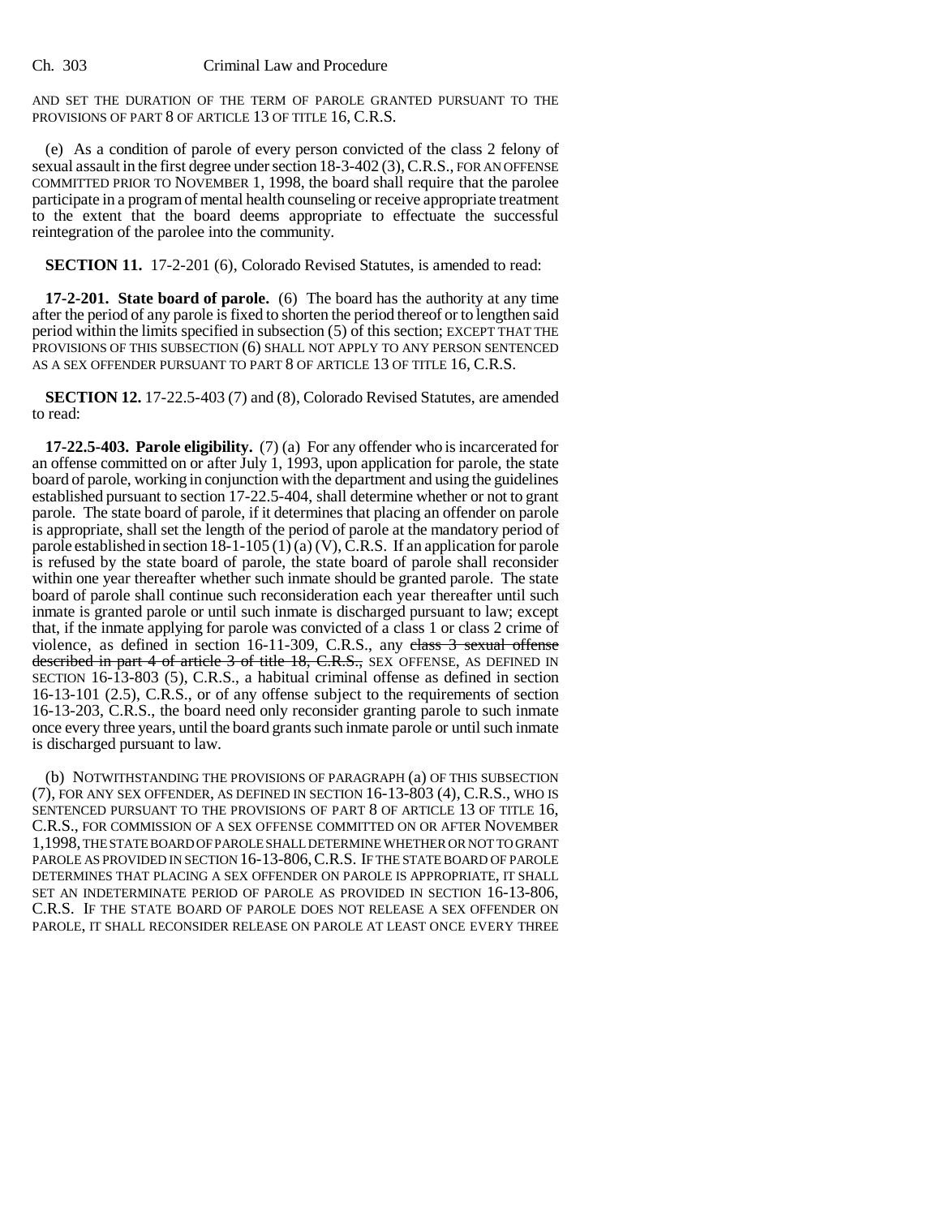AND SET THE DURATION OF THE TERM OF PAROLE GRANTED PURSUANT TO THE PROVISIONS OF PART 8 OF ARTICLE 13 OF TITLE 16, C.R.S.

(e) As a condition of parole of every person convicted of the class 2 felony of sexual assault in the first degree under section 18-3-402 (3), C.R.S., FOR AN OFFENSE COMMITTED PRIOR TO NOVEMBER 1, 1998, the board shall require that the parolee participate in a program of mental health counseling or receive appropriate treatment to the extent that the board deems appropriate to effectuate the successful reintegration of the parolee into the community.

**SECTION 11.** 17-2-201 (6), Colorado Revised Statutes, is amended to read:

**17-2-201. State board of parole.** (6) The board has the authority at any time after the period of any parole is fixed to shorten the period thereof or to lengthen said period within the limits specified in subsection (5) of this section; EXCEPT THAT THE PROVISIONS OF THIS SUBSECTION (6) SHALL NOT APPLY TO ANY PERSON SENTENCED AS A SEX OFFENDER PURSUANT TO PART 8 OF ARTICLE 13 OF TITLE 16, C.R.S.

**SECTION 12.** 17-22.5-403 (7) and (8), Colorado Revised Statutes, are amended to read:

**17-22.5-403. Parole eligibility.** (7) (a) For any offender who is incarcerated for an offense committed on or after July 1, 1993, upon application for parole, the state board of parole, working in conjunction with the department and using the guidelines established pursuant to section 17-22.5-404, shall determine whether or not to grant parole. The state board of parole, if it determines that placing an offender on parole is appropriate, shall set the length of the period of parole at the mandatory period of parole established in section 18-1-105 (1) (a) (V), C.R.S. If an application for parole is refused by the state board of parole, the state board of parole shall reconsider within one year thereafter whether such inmate should be granted parole. The state board of parole shall continue such reconsideration each year thereafter until such inmate is granted parole or until such inmate is discharged pursuant to law; except that, if the inmate applying for parole was convicted of a class 1 or class 2 crime of violence, as defined in section 16-11-309, C.R.S., any ~~class 3 sexual offense described in part 4 of article 3 of title 18, C.R.S.,~~ SEX OFFENSE, AS DEFINED IN SECTION 16-13-803 (5), C.R.S., a habitual criminal offense as defined in section 16-13-101 (2.5), C.R.S., or of any offense subject to the requirements of section 16-13-203, C.R.S., the board need only reconsider granting parole to such inmate once every three years, until the board grants such inmate parole or until such inmate is discharged pursuant to law.

(b) NOTWITHSTANDING THE PROVISIONS OF PARAGRAPH (a) OF THIS SUBSECTION (7), FOR ANY SEX OFFENDER, AS DEFINED IN SECTION 16-13-803 (4), C.R.S., WHO IS SENTENCED PURSUANT TO THE PROVISIONS OF PART 8 OF ARTICLE 13 OF TITLE 16, C.R.S., FOR COMMISSION OF A SEX OFFENSE COMMITTED ON OR AFTER NOVEMBER 1,1998, THE STATE BOARD OF PAROLE SHALL DETERMINE WHETHER OR NOT TO GRANT PAROLE AS PROVIDED IN SECTION 16-13-806, C.R.S. IF THE STATE BOARD OF PAROLE DETERMINES THAT PLACING A SEX OFFENDER ON PAROLE IS APPROPRIATE, IT SHALL SET AN INDETERMINATE PERIOD OF PAROLE AS PROVIDED IN SECTION 16-13-806, C.R.S. IF THE STATE BOARD OF PAROLE DOES NOT RELEASE A SEX OFFENDER ON PAROLE, IT SHALL RECONSIDER RELEASE ON PAROLE AT LEAST ONCE EVERY THREE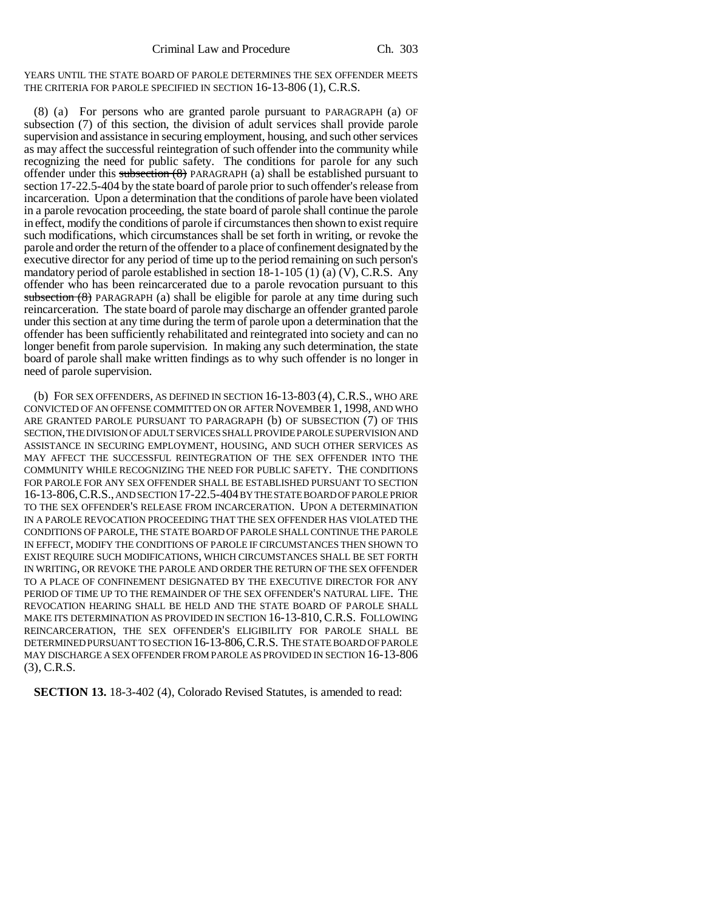YEARS UNTIL THE STATE BOARD OF PAROLE DETERMINES THE SEX OFFENDER MEETS THE CRITERIA FOR PAROLE SPECIFIED IN SECTION 16-13-806 (1), C.R.S.

(8) (a) For persons who are granted parole pursuant to PARAGRAPH (a) OF subsection (7) of this section, the division of adult services shall provide parole supervision and assistance in securing employment, housing, and such other services as may affect the successful reintegration of such offender into the community while recognizing the need for public safety. The conditions for parole for any such offender under this ~~subsection (8)~~ PARAGRAPH (a) shall be established pursuant to section 17-22.5-404 by the state board of parole prior to such offender's release from incarceration. Upon a determination that the conditions of parole have been violated in a parole revocation proceeding, the state board of parole shall continue the parole in effect, modify the conditions of parole if circumstances then shown to exist require such modifications, which circumstances shall be set forth in writing, or revoke the parole and order the return of the offender to a place of confinement designated by the executive director for any period of time up to the period remaining on such person's mandatory period of parole established in section 18-1-105 (1) (a) (V), C.R.S. Any offender who has been reincarcerated due to a parole revocation pursuant to this ~~subsection (8)~~ PARAGRAPH (a) shall be eligible for parole at any time during such reincarceration. The state board of parole may discharge an offender granted parole under this section at any time during the term of parole upon a determination that the offender has been sufficiently rehabilitated and reintegrated into society and can no longer benefit from parole supervision. In making any such determination, the state board of parole shall make written findings as to why such offender is no longer in need of parole supervision.

(b) FOR SEX OFFENDERS, AS DEFINED IN SECTION 16-13-803 (4), C.R.S., WHO ARE CONVICTED OF AN OFFENSE COMMITTED ON OR AFTER NOVEMBER 1, 1998, AND WHO ARE GRANTED PAROLE PURSUANT TO PARAGRAPH (b) OF SUBSECTION (7) OF THIS SECTION, THE DIVISION OF ADULT SERVICES SHALL PROVIDE PAROLE SUPERVISION AND ASSISTANCE IN SECURING EMPLOYMENT, HOUSING, AND SUCH OTHER SERVICES AS MAY AFFECT THE SUCCESSFUL REINTEGRATION OF THE SEX OFFENDER INTO THE COMMUNITY WHILE RECOGNIZING THE NEED FOR PUBLIC SAFETY. THE CONDITIONS FOR PAROLE FOR ANY SEX OFFENDER SHALL BE ESTABLISHED PURSUANT TO SECTION 16-13-806, C.R.S., AND SECTION 17-22.5-404 BY THE STATE BOARD OF PAROLE PRIOR TO THE SEX OFFENDER'S RELEASE FROM INCARCERATION. UPON A DETERMINATION IN A PAROLE REVOCATION PROCEEDING THAT THE SEX OFFENDER HAS VIOLATED THE CONDITIONS OF PAROLE, THE STATE BOARD OF PAROLE SHALL CONTINUE THE PAROLE IN EFFECT, MODIFY THE CONDITIONS OF PAROLE IF CIRCUMSTANCES THEN SHOWN TO EXIST REQUIRE SUCH MODIFICATIONS, WHICH CIRCUMSTANCES SHALL BE SET FORTH IN WRITING, OR REVOKE THE PAROLE AND ORDER THE RETURN OF THE SEX OFFENDER TO A PLACE OF CONFINEMENT DESIGNATED BY THE EXECUTIVE DIRECTOR FOR ANY PERIOD OF TIME UP TO THE REMAINDER OF THE SEX OFFENDER'S NATURAL LIFE. THE REVOCATION HEARING SHALL BE HELD AND THE STATE BOARD OF PAROLE SHALL MAKE ITS DETERMINATION AS PROVIDED IN SECTION 16-13-810, C.R.S. FOLLOWING REINCARCERATION, THE SEX OFFENDER'S ELIGIBILITY FOR PAROLE SHALL BE DETERMINED PURSUANT TO SECTION 16-13-806, C.R.S. THE STATE BOARD OF PAROLE MAY DISCHARGE A SEX OFFENDER FROM PAROLE AS PROVIDED IN SECTION 16-13-806 (3), C.R.S.

**SECTION 13.** 18-3-402 (4), Colorado Revised Statutes, is amended to read: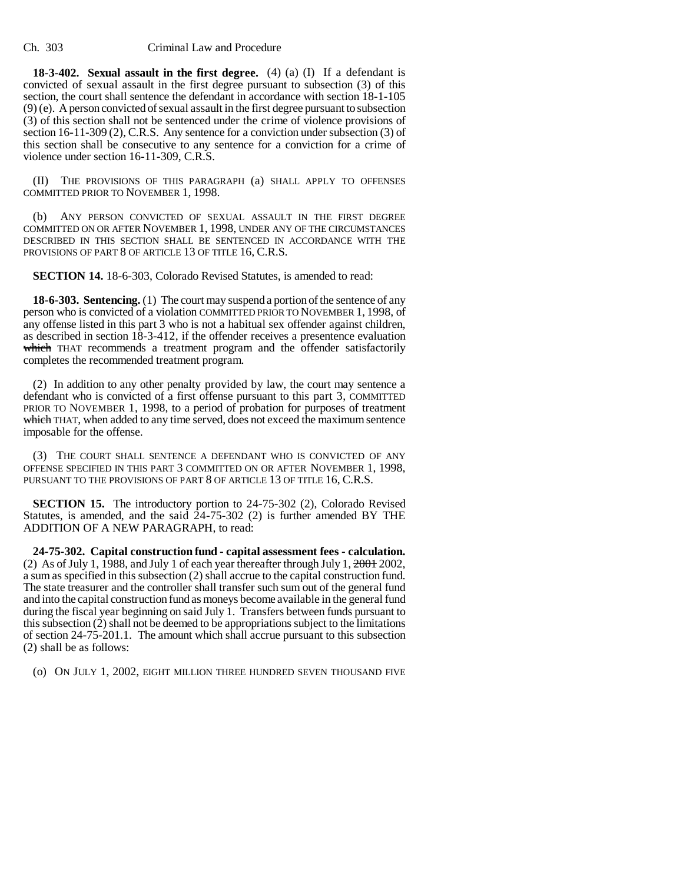**18-3-402. Sexual assault in the first degree.** (4) (a) (I) If a defendant is convicted of sexual assault in the first degree pursuant to subsection (3) of this section, the court shall sentence the defendant in accordance with section 18-1-105 (9) (e). A person convicted of sexual assault in the first degree pursuant to subsection (3) of this section shall not be sentenced under the crime of violence provisions of section 16-11-309 (2), C.R.S. Any sentence for a conviction under subsection (3) of this section shall be consecutive to any sentence for a conviction for a crime of violence under section 16-11-309, C.R.S.

(II) THE PROVISIONS OF THIS PARAGRAPH (a) SHALL APPLY TO OFFENSES COMMITTED PRIOR TO NOVEMBER 1, 1998.

(b) ANY PERSON CONVICTED OF SEXUAL ASSAULT IN THE FIRST DEGREE COMMITTED ON OR AFTER NOVEMBER 1, 1998, UNDER ANY OF THE CIRCUMSTANCES DESCRIBED IN THIS SECTION SHALL BE SENTENCED IN ACCORDANCE WITH THE PROVISIONS OF PART 8 OF ARTICLE 13 OF TITLE 16, C.R.S.

**SECTION 14.** 18-6-303, Colorado Revised Statutes, is amended to read:

**18-6-303. Sentencing.** (1) The court may suspend a portion of the sentence of any person who is convicted of a violation COMMITTED PRIOR TO NOVEMBER 1, 1998, of any offense listed in this part 3 who is not a habitual sex offender against children, as described in section 18-3-412, if the offender receives a presentence evaluation ~~which~~ THAT recommends a treatment program and the offender satisfactorily completes the recommended treatment program.

(2) In addition to any other penalty provided by law, the court may sentence a defendant who is convicted of a first offense pursuant to this part 3, COMMITTED PRIOR TO NOVEMBER 1, 1998, to a period of probation for purposes of treatment ~~which~~ THAT, when added to any time served, does not exceed the maximum sentence imposable for the offense.

(3) THE COURT SHALL SENTENCE A DEFENDANT WHO IS CONVICTED OF ANY OFFENSE SPECIFIED IN THIS PART 3 COMMITTED ON OR AFTER NOVEMBER 1, 1998, PURSUANT TO THE PROVISIONS OF PART 8 OF ARTICLE 13 OF TITLE 16, C.R.S.

**SECTION 15.** The introductory portion to 24-75-302 (2), Colorado Revised Statutes, is amended, and the said 24-75-302 (2) is further amended BY THE ADDITION OF A NEW PARAGRAPH, to read:

**24-75-302. Capital construction fund - capital assessment fees - calculation.** (2) As of July 1, 1988, and July 1 of each year thereafter through July 1, ~~2001~~ 2002, a sum as specified in this subsection (2) shall accrue to the capital construction fund. The state treasurer and the controller shall transfer such sum out of the general fund and into the capital construction fund as moneys become available in the general fund during the fiscal year beginning on said July 1. Transfers between funds pursuant to this subsection (2) shall not be deemed to be appropriations subject to the limitations of section 24-75-201.1. The amount which shall accrue pursuant to this subsection (2) shall be as follows:

(o) ON JULY 1, 2002, EIGHT MILLION THREE HUNDRED SEVEN THOUSAND FIVE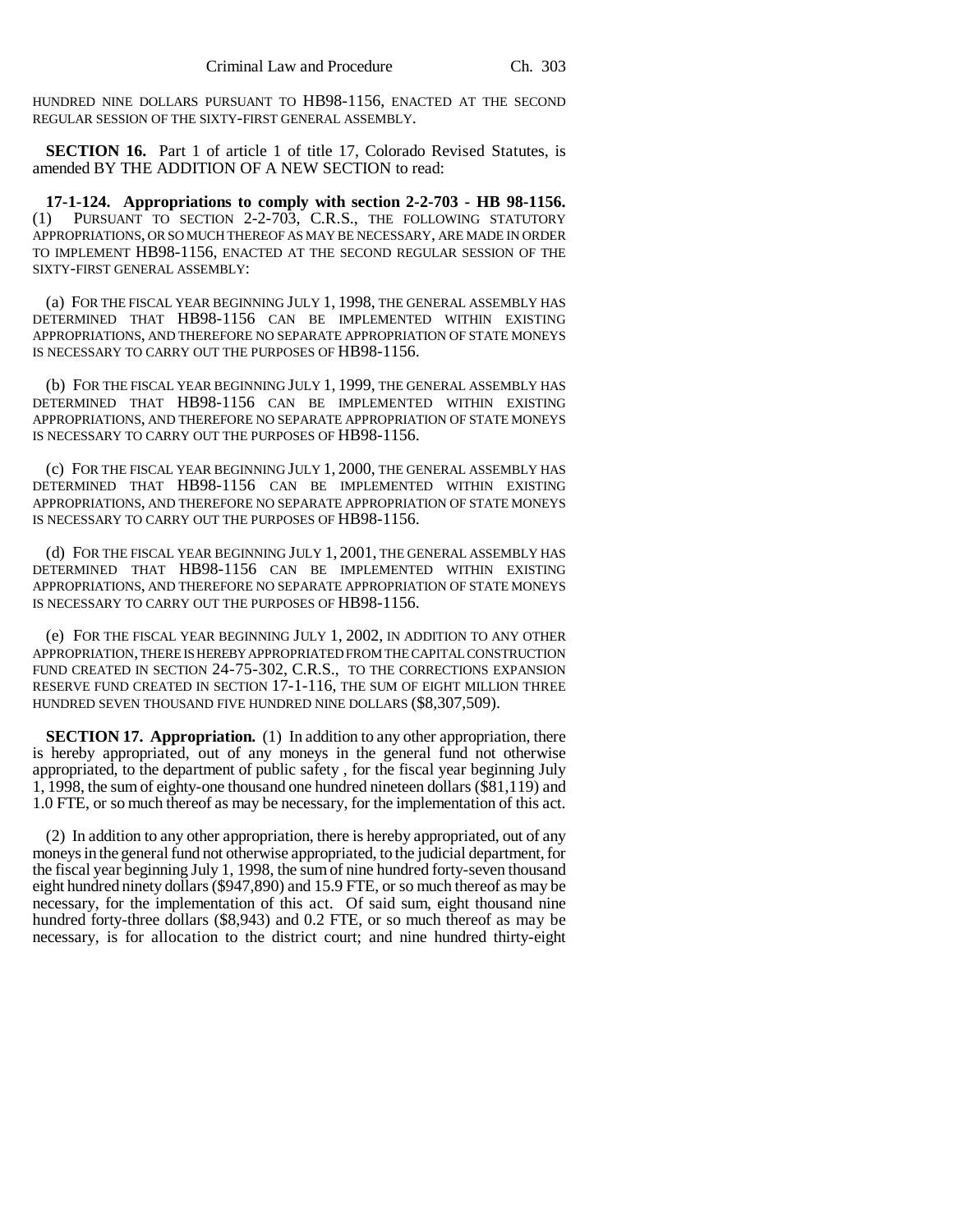HUNDRED NINE DOLLARS PURSUANT TO HB98-1156, ENACTED AT THE SECOND REGULAR SESSION OF THE SIXTY-FIRST GENERAL ASSEMBLY.

**SECTION 16.** Part 1 of article 1 of title 17, Colorado Revised Statutes, is amended BY THE ADDITION OF A NEW SECTION to read:

**17-1-124. Appropriations to comply with section 2-2-703 - HB 98-1156.** (1) PURSUANT TO SECTION 2-2-703, C.R.S., THE FOLLOWING STATUTORY APPROPRIATIONS, OR SO MUCH THEREOF AS MAY BE NECESSARY, ARE MADE IN ORDER TO IMPLEMENT HB98-1156, ENACTED AT THE SECOND REGULAR SESSION OF THE SIXTY-FIRST GENERAL ASSEMBLY:

(a) FOR THE FISCAL YEAR BEGINNING JULY 1, 1998, THE GENERAL ASSEMBLY HAS DETERMINED THAT HB98-1156 CAN BE IMPLEMENTED WITHIN EXISTING APPROPRIATIONS, AND THEREFORE NO SEPARATE APPROPRIATION OF STATE MONEYS IS NECESSARY TO CARRY OUT THE PURPOSES OF HB98-1156.

(b) FOR THE FISCAL YEAR BEGINNING JULY 1, 1999, THE GENERAL ASSEMBLY HAS DETERMINED THAT HB98-1156 CAN BE IMPLEMENTED WITHIN EXISTING APPROPRIATIONS, AND THEREFORE NO SEPARATE APPROPRIATION OF STATE MONEYS IS NECESSARY TO CARRY OUT THE PURPOSES OF HB98-1156.

(c) FOR THE FISCAL YEAR BEGINNING JULY 1, 2000, THE GENERAL ASSEMBLY HAS DETERMINED THAT HB98-1156 CAN BE IMPLEMENTED WITHIN EXISTING APPROPRIATIONS, AND THEREFORE NO SEPARATE APPROPRIATION OF STATE MONEYS IS NECESSARY TO CARRY OUT THE PURPOSES OF HB98-1156.

(d) FOR THE FISCAL YEAR BEGINNING JULY 1, 2001, THE GENERAL ASSEMBLY HAS DETERMINED THAT HB98-1156 CAN BE IMPLEMENTED WITHIN EXISTING APPROPRIATIONS, AND THEREFORE NO SEPARATE APPROPRIATION OF STATE MONEYS IS NECESSARY TO CARRY OUT THE PURPOSES OF HB98-1156.

(e) FOR THE FISCAL YEAR BEGINNING JULY 1, 2002, IN ADDITION TO ANY OTHER APPROPRIATION, THERE IS HEREBY APPROPRIATED FROM THE CAPITAL CONSTRUCTION FUND CREATED IN SECTION 24-75-302, C.R.S., TO THE CORRECTIONS EXPANSION RESERVE FUND CREATED IN SECTION 17-1-116, THE SUM OF EIGHT MILLION THREE HUNDRED SEVEN THOUSAND FIVE HUNDRED NINE DOLLARS ($8,307,509).

**SECTION 17. Appropriation.** (1) In addition to any other appropriation, there is hereby appropriated, out of any moneys in the general fund not otherwise appropriated, to the department of public safety , for the fiscal year beginning July 1, 1998, the sum of eighty-one thousand one hundred nineteen dollars ($81,119) and 1.0 FTE, or so much thereof as may be necessary, for the implementation of this act.

(2) In addition to any other appropriation, there is hereby appropriated, out of any moneys in the general fund not otherwise appropriated, to the judicial department, for the fiscal year beginning July 1, 1998, the sum of nine hundred forty-seven thousand eight hundred ninety dollars ($947,890) and 15.9 FTE, or so much thereof as may be necessary, for the implementation of this act. Of said sum, eight thousand nine hundred forty-three dollars ($8,943) and 0.2 FTE, or so much thereof as may be necessary, is for allocation to the district court; and nine hundred thirty-eight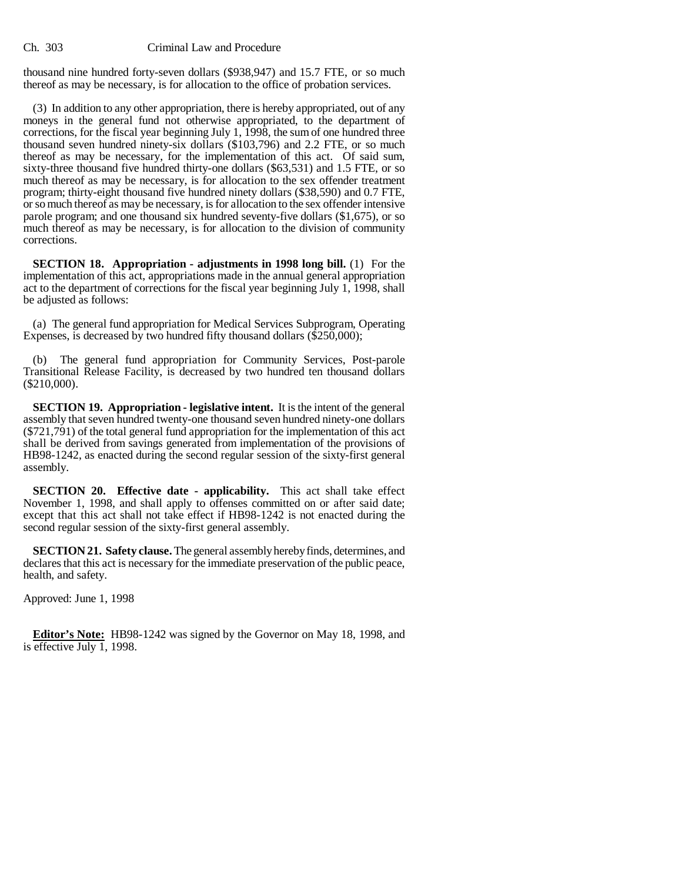thousand nine hundred forty-seven dollars ($938,947) and 15.7 FTE, or so much thereof as may be necessary, is for allocation to the office of probation services.

(3) In addition to any other appropriation, there is hereby appropriated, out of any moneys in the general fund not otherwise appropriated, to the department of corrections, for the fiscal year beginning July 1, 1998, the sum of one hundred three thousand seven hundred ninety-six dollars ($103,796) and 2.2 FTE, or so much thereof as may be necessary, for the implementation of this act. Of said sum, sixty-three thousand five hundred thirty-one dollars ($63,531) and 1.5 FTE, or so much thereof as may be necessary, is for allocation to the sex offender treatment program; thirty-eight thousand five hundred ninety dollars ($38,590) and 0.7 FTE, or so much thereof as may be necessary, is for allocation to the sex offender intensive parole program; and one thousand six hundred seventy-five dollars ($1,675), or so much thereof as may be necessary, is for allocation to the division of community corrections.

**SECTION 18. Appropriation - adjustments in 1998 long bill.** (1) For the implementation of this act, appropriations made in the annual general appropriation act to the department of corrections for the fiscal year beginning July 1, 1998, shall be adjusted as follows:

(a) The general fund appropriation for Medical Services Subprogram, Operating Expenses, is decreased by two hundred fifty thousand dollars ($250,000);

(b) The general fund appropriation for Community Services, Post-parole Transitional Release Facility, is decreased by two hundred ten thousand dollars ($210,000).

**SECTION 19. Appropriation - legislative intent.** It is the intent of the general assembly that seven hundred twenty-one thousand seven hundred ninety-one dollars ($721,791) of the total general fund appropriation for the implementation of this act shall be derived from savings generated from implementation of the provisions of HB98-1242, as enacted during the second regular session of the sixty-first general assembly.

**SECTION 20. Effective date - applicability.** This act shall take effect November 1, 1998, and shall apply to offenses committed on or after said date; except that this act shall not take effect if HB98-1242 is not enacted during the second regular session of the sixty-first general assembly.

**SECTION 21. Safety clause.** The general assembly hereby finds, determines, and declares that this act is necessary for the immediate preservation of the public peace, health, and safety.

Approved: June 1, 1998

**Editor's Note:** HB98-1242 was signed by the Governor on May 18, 1998, and is effective July 1, 1998.